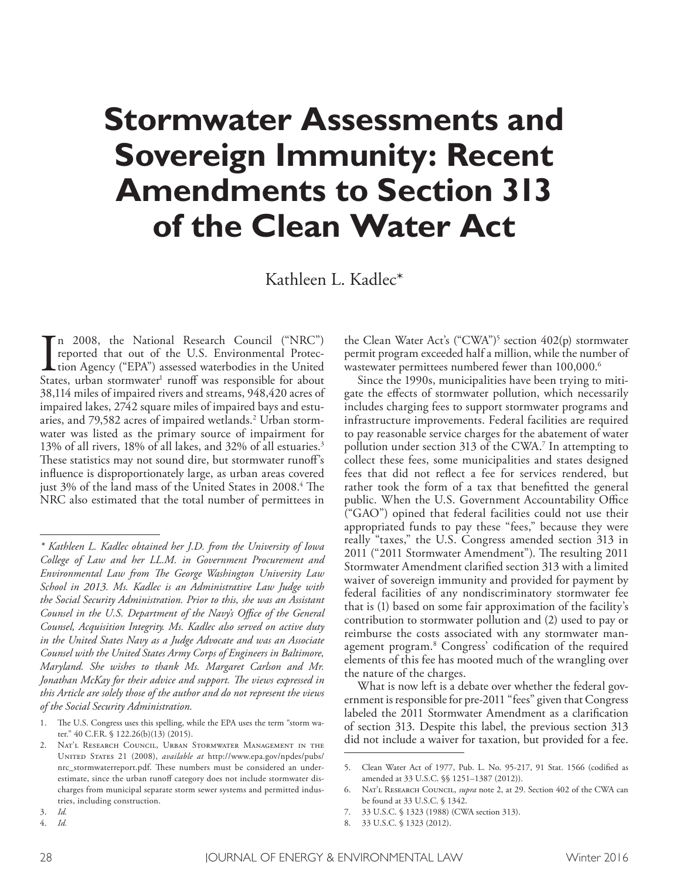# Stormwater Assessments and Sovereign Immunity: Recent Amendments to Section 313 of the Clean Water Act

Kathleen L. Kadlec*

In 2008, the National Research Council ("NRC") reported that out of the U.S. Environmental Protection Agency ("EPA") assessed waterbodies in the United States, urban stormwater[1] runoff was responsible for about 38,114 miles of impaired rivers and streams, 948,420 acres of impaired lakes, 2742 square miles of impaired bays and estuaries, and 79,582 acres of impaired wetlands.[2] Urban stormwater was listed as the primary source of impairment for 13% of all rivers, 18% of all lakes, and 32% of all estuaries.[3] These statistics may not sound dire, but stormwater runoff's influence is disproportionately large, as urban areas covered just 3% of the land mass of the United States in 2008.[4] The NRC also estimated that the total number of permittees in the Clean Water Act's ("CWA")[5] section 402(p) stormwater permit program exceeded half a million, while the number of wastewater permittees numbered fewer than 100,000.[6]

Since the 1990s, municipalities have been trying to mitigate the effects of stormwater pollution, which necessarily includes charging fees to support stormwater programs and infrastructure improvements. Federal facilities are required to pay reasonable service charges for the abatement of water pollution under section 313 of the CWA.[7] In attempting to collect these fees, some municipalities and states designed fees that did not reflect a fee for services rendered, but rather took the form of a tax that benefitted the general public. When the U.S. Government Accountability Office ("GAO") opined that federal facilities could not use their appropriated funds to pay these "fees," because they were really "taxes," the U.S. Congress amended section 313 in 2011 ("2011 Stormwater Amendment"). The resulting 2011 Stormwater Amendment clarified section 313 with a limited waiver of sovereign immunity and provided for payment by federal facilities of any nondiscriminatory stormwater fee that is (1) based on some fair approximation of the facility's contribution to stormwater pollution and (2) used to pay or reimburse the costs associated with any stormwater management program.[8] Congress' codification of the required elements of this fee has mooted much of the wrangling over the nature of the charges.

What is now left is a debate over whether the federal government is responsible for pre-2011 "fees" given that Congress labeled the 2011 Stormwater Amendment as a clarification of section 313. Despite this label, the previous section 313 did not include a waiver for taxation, but provided for a fee.

---

*\* Kathleen L. Kadlec obtained her J.D. from the University of Iowa College of Law and her LL.M. in Government Procurement and Environmental Law from The George Washington University Law School in 2013. Ms. Kadlec is an Administrative Law Judge with the Social Security Administration. Prior to this, she was an Assistant Counsel in the U.S. Department of the Navy's Office of the General Counsel, Acquisition Integrity. Ms. Kadlec also served on active duty in the United States Navy as a Judge Advocate and was an Associate Counsel with the United States Army Corps of Engineers in Baltimore, Maryland. She wishes to thank Ms. Margaret Carlson and Mr. Jonathan McKay for their advice and support. The views expressed in this Article are solely those of the author and do not represent the views of the Social Security Administration.*

1. The U.S. Congress uses this spelling, while the EPA uses the term "storm water." 40 C.F.R. § 122.26(b)(13) (2015).
2. Nat'l Research Council, Urban Stormwater Management in the United States 21 (2008), *available at* http://www.epa.gov/npdes/pubs/nrc_stormwaterreport.pdf. These numbers must be considered an underestimate, since the urban runoff category does not include stormwater discharges from municipal separate storm sewer systems and permitted industries, including construction.
3. *Id.*
4. *Id.*
5. Clean Water Act of 1977, Pub. L. No. 95-217, 91 Stat. 1566 (codified as amended at 33 U.S.C. §§ 1251–1387 (2012)).
6. Nat'l Research Council, *supra* note 2, at 29. Section 402 of the CWA can be found at 33 U.S.C. § 1342.
7. 33 U.S.C. § 1323 (1988) (CWA section 313).
8. 33 U.S.C. § 1323 (2012).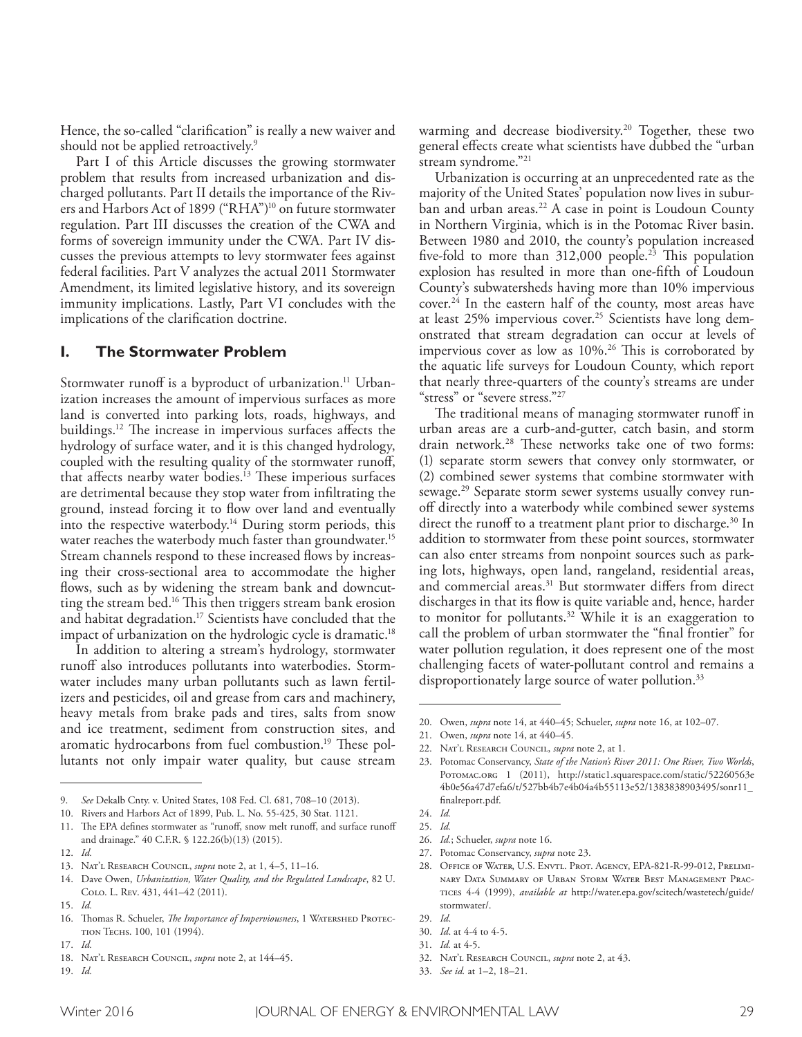Hence, the so-called "clarification" is really a new waiver and should not be applied retroactively.[9]

Part I of this Article discusses the growing stormwater problem that results from increased urbanization and discharged pollutants. Part II details the importance of the Rivers and Harbors Act of 1899 ("RHA")[10] on future stormwater regulation. Part III discusses the creation of the CWA and forms of sovereign immunity under the CWA. Part IV discusses the previous attempts to levy stormwater fees against federal facilities. Part V analyzes the actual 2011 Stormwater Amendment, its limited legislative history, and its sovereign immunity implications. Lastly, Part VI concludes with the implications of the clarification doctrine.

## I. The Stormwater Problem

Stormwater runoff is a byproduct of urbanization.[11] Urbanization increases the amount of impervious surfaces as more land is converted into parking lots, roads, highways, and buildings.[12] The increase in impervious surfaces affects the hydrology of surface water, and it is this changed hydrology, coupled with the resulting quality of the stormwater runoff, that affects nearby water bodies.[13] These imperious surfaces are detrimental because they stop water from infiltrating the ground, instead forcing it to flow over land and eventually into the respective waterbody.[14] During storm periods, this water reaches the waterbody much faster than groundwater.[15] Stream channels respond to these increased flows by increasing their cross-sectional area to accommodate the higher flows, such as by widening the stream bank and downcutting the stream bed.[16] This then triggers stream bank erosion and habitat degradation.[17] Scientists have concluded that the impact of urbanization on the hydrologic cycle is dramatic.[18]

In addition to altering a stream's hydrology, stormwater runoff also introduces pollutants into waterbodies. Stormwater includes many urban pollutants such as lawn fertilizers and pesticides, oil and grease from cars and machinery, heavy metals from brake pads and tires, salts from snow and ice treatment, sediment from construction sites, and aromatic hydrocarbons from fuel combustion.[19] These pollutants not only impair water quality, but cause stream warming and decrease biodiversity.[20] Together, these two general effects create what scientists have dubbed the "urban stream syndrome."[21]

Urbanization is occurring at an unprecedented rate as the majority of the United States' population now lives in suburban and urban areas.[22] A case in point is Loudoun County in Northern Virginia, which is in the Potomac River basin. Between 1980 and 2010, the county's population increased five-fold to more than 312,000 people.[23] This population explosion has resulted in more than one-fifth of Loudoun County's subwatersheds having more than 10% impervious cover.[24] In the eastern half of the county, most areas have at least 25% impervious cover.[25] Scientists have long demonstrated that stream degradation can occur at levels of impervious cover as low as 10%.[26] This is corroborated by the aquatic life surveys for Loudoun County, which report that nearly three-quarters of the county's streams are under "stress" or "severe stress."[27]

The traditional means of managing stormwater runoff in urban areas are a curb-and-gutter, catch basin, and storm drain network.[28] These networks take one of two forms: (1) separate storm sewers that convey only stormwater, or (2) combined sewer systems that combine stormwater with sewage.[29] Separate storm sewer systems usually convey runoff directly into a waterbody while combined sewer systems direct the runoff to a treatment plant prior to discharge.[30] In addition to stormwater from these point sources, stormwater can also enter streams from nonpoint sources such as parking lots, highways, open land, rangeland, residential areas, and commercial areas.[31] But stormwater differs from direct discharges in that its flow is quite variable and, hence, harder to monitor for pollutants.[32] While it is an exaggeration to call the problem of urban stormwater the "final frontier" for water pollution regulation, it does represent one of the most challenging facets of water-pollutant control and remains a disproportionately large source of water pollution.[33]

---

9. *See* Dekalb Cnty. v. United States, 108 Fed. Cl. 681, 708–10 (2013).
10. Rivers and Harbors Act of 1899, Pub. L. No. 55-425, 30 Stat. 1121.
11. The EPA defines stormwater as "runoff, snow melt runoff, and surface runoff and drainage." 40 C.F.R. § 122.26(b)(13) (2015).
12. *Id.*
13. Nat'l Research Council, *supra* note 2, at 1, 4–5, 11–16.
14. Dave Owen, *Urbanization, Water Quality, and the Regulated Landscape*, 82 U. Colo. L. Rev. 431, 441–42 (2011).
15. *Id.*
16. Thomas R. Schueler, *The Importance of Imperviousness*, 1 Watershed Protection Techs. 100, 101 (1994).
17. *Id.*
18. Nat'l Research Council, *supra* note 2, at 144–45.
19. *Id.*
20. Owen, *supra* note 14, at 440–45; Schueler, *supra* note 16, at 102–07.
21. Owen, *supra* note 14, at 440–45.
22. Nat'l Research Council, *supra* note 2, at 1.
23. Potomac Conservancy, *State of the Nation's River 2011: One River, Two Worlds*, Potomac.org 1 (2011), http://static1.squarespace.com/static/52260563e4b0e56a47d7efa6/t/527bb4b7e4b04a4b55113e52/1383838903495/sonr11_finalreport.pdf.
24. *Id.*
25. *Id.*
26. *Id.*; Schueler, *supra* note 16.
27. Potomac Conservancy, *supra* note 23.
28. Office of Water, U.S. Envtl. Prot. Agency, EPA-821-R-99-012, Preliminary Data Summary of Urban Storm Water Best Management Practices 4-4 (1999), *available at* http://water.epa.gov/scitech/wastetech/guide/stormwater/.
29. *Id*.
30. *Id*. at 4-4 to 4-5.
31. *Id.* at 4-5.
32. Nat'l Research Council, *supra* note 2, at 43.
33. *See id.* at 1–2, 18–21.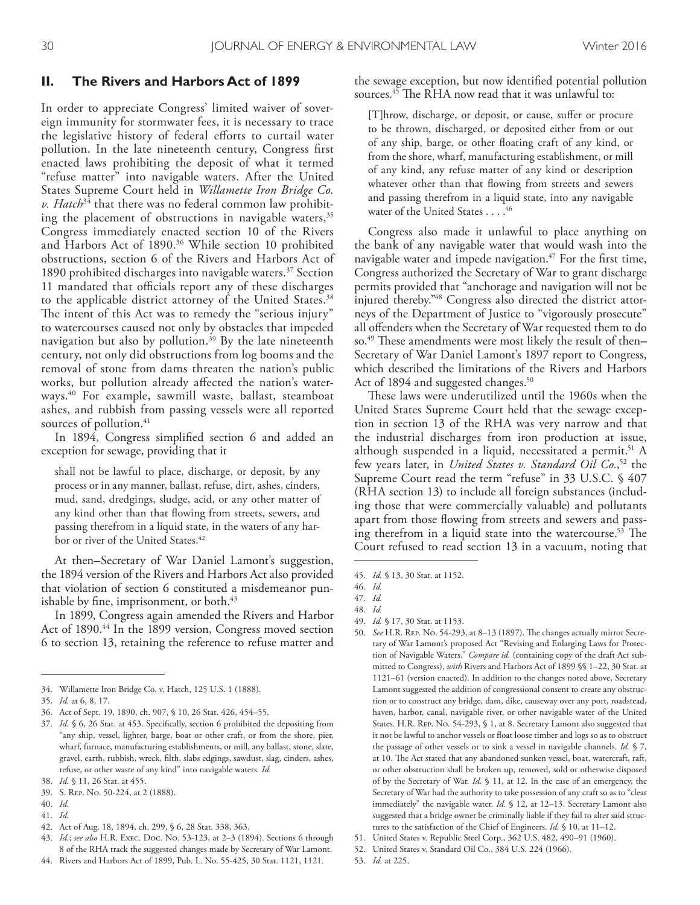## II. The Rivers and Harbors Act of 1899

In order to appreciate Congress' limited waiver of sovereign immunity for stormwater fees, it is necessary to trace the legislative history of federal efforts to curtail water pollution. In the late nineteenth century, Congress first enacted laws prohibiting the deposit of what it termed "refuse matter" into navigable waters. After the United States Supreme Court held in *Willamette Iron Bridge Co. v. Hatch*[34] that there was no federal common law prohibiting the placement of obstructions in navigable waters,[35] Congress immediately enacted section 10 of the Rivers and Harbors Act of 1890.[36] While section 10 prohibited obstructions, section 6 of the Rivers and Harbors Act of 1890 prohibited discharges into navigable waters.[37] Section 11 mandated that officials report any of these discharges to the applicable district attorney of the United States.[38] The intent of this Act was to remedy the "serious injury" to watercourses caused not only by obstacles that impeded navigation but also by pollution.[39] By the late nineteenth century, not only did obstructions from log booms and the removal of stone from dams threaten the nation's public works, but pollution already affected the nation's waterways.[40] For example, sawmill waste, ballast, steamboat ashes, and rubbish from passing vessels were all reported sources of pollution.[41]

In 1894, Congress simplified section 6 and added an exception for sewage, providing that it

> shall not be lawful to place, discharge, or deposit, by any process or in any manner, ballast, refuse, dirt, ashes, cinders, mud, sand, dredgings, sludge, acid, or any other matter of any kind other than that flowing from streets, sewers, and passing therefrom in a liquid state, in the waters of any harbor or river of the United States.[42]

At then–Secretary of War Daniel Lamont's suggestion, the 1894 version of the Rivers and Harbors Act also provided that violation of section 6 constituted a misdemeanor punishable by fine, imprisonment, or both.[43]

In 1899, Congress again amended the Rivers and Harbor Act of 1890.[44] In the 1899 version, Congress moved section 6 to section 13, retaining the reference to refuse matter and the sewage exception, but now identified potential pollution sources.[45] The RHA now read that it was unlawful to:

> [T]hrow, discharge, or deposit, or cause, suffer or procure to be thrown, discharged, or deposited either from or out of any ship, barge, or other floating craft of any kind, or from the shore, wharf, manufacturing establishment, or mill of any kind, any refuse matter of any kind or description whatever other than that flowing from streets and sewers and passing therefrom in a liquid state, into any navigable water of the United States . . . .[46]

Congress also made it unlawful to place anything on the bank of any navigable water that would wash into the navigable water and impede navigation.[47] For the first time, Congress authorized the Secretary of War to grant discharge permits provided that "anchorage and navigation will not be injured thereby."[48] Congress also directed the district attorneys of the Department of Justice to "vigorously prosecute" all offenders when the Secretary of War requested them to do so.[49] These amendments were most likely the result of then–Secretary of War Daniel Lamont's 1897 report to Congress, which described the limitations of the Rivers and Harbors Act of 1894 and suggested changes.[50]

These laws were underutilized until the 1960s when the United States Supreme Court held that the sewage exception in section 13 of the RHA was very narrow and that the industrial discharges from iron production at issue, although suspended in a liquid, necessitated a permit.[51] A few years later, in *United States v. Standard Oil Co.*,[52] the Supreme Court read the term "refuse" in 33 U.S.C. § 407 (RHA section 13) to include all foreign substances (including those that were commercially valuable) and pollutants apart from those flowing from streets and sewers and passing therefrom in a liquid state into the watercourse.[53] The Court refused to read section 13 in a vacuum, noting that

---

34. Willamette Iron Bridge Co. v. Hatch, 125 U.S. 1 (1888).
35. *Id.* at 6, 8, 17.
36. Act of Sept. 19, 1890, ch. 907, § 10, 26 Stat. 426, 454–55.
37. *Id.* § 6, 26 Stat. at 453. Specifically, section 6 prohibited the depositing from "any ship, vessel, lighter, barge, boat or other craft, or from the shore, pier, wharf, furnace, manufacturing establishments, or mill, any ballast, stone, slate, gravel, earth, rubbish, wreck, filth, slabs edgings, sawdust, slag, cinders, ashes, refuse, or other waste of any kind" into navigable waters. *Id.*
38. *Id.* § 11, 26 Stat. at 455.
39. S. Rep. No. 50-224, at 2 (1888).
40. *Id.*
41. *Id.*
42. Act of Aug. 18, 1894, ch. 299, § 6, 28 Stat. 338, 363.
43. *Id.*; *see also* H.R. Exec. Doc. No. 53-123, at 2–3 (1894). Sections 6 through 8 of the RHA track the suggested changes made by Secretary of War Lamont.
44. Rivers and Harbors Act of 1899, Pub. L. No. 55-425, 30 Stat. 1121, 1121.
45. *Id.* § 13, 30 Stat. at 1152.
46. *Id.*
47. *Id.*
48. *Id.*
49. *Id.* § 17, 30 Stat. at 1153.
50. *See* H.R. Rep. No. 54-293, at 8–13 (1897). The changes actually mirror Secretary of War Lamont's proposed Act "Revising and Enlarging Laws for Protection of Navigable Waters." *Compare id.* (containing copy of the draft Act submitted to Congress), *with* Rivers and Harbors Act of 1899 §§ 1–22, 30 Stat. at 1121–61 (version enacted). In addition to the changes noted above, Secretary Lamont suggested the addition of congressional consent to create any obstruction or to construct any bridge, dam, dike, causeway over any port, roadstead, haven, harbor, canal, navigable river, or other navigable water of the United States. H.R. Rep. No. 54-293, § 1, at 8. Secretary Lamont also suggested that it not be lawful to anchor vessels or float loose timber and logs so as to obstruct the passage of other vessels or to sink a vessel in navigable channels. *Id.* § 7, at 10. The Act stated that any abandoned sunken vessel, boat, watercraft, raft, or other obstruction shall be broken up, removed, sold or otherwise disposed of by the Secretary of War. *Id.* § 11, at 12. In the case of an emergency, the Secretary of War had the authority to take possession of any craft so as to "clear immediately" the navigable water. *Id.* § 12, at 12–13. Secretary Lamont also suggested that a bridge owner be criminally liable if they fail to alter said structures to the satisfaction of the Chief of Engineers. *Id.* § 10, at 11–12.
51. United States v. Republic Steel Corp., 362 U.S. 482, 490–91 (1960).
52. United States v. Standard Oil Co., 384 U.S. 224 (1966).
53. *Id.* at 225.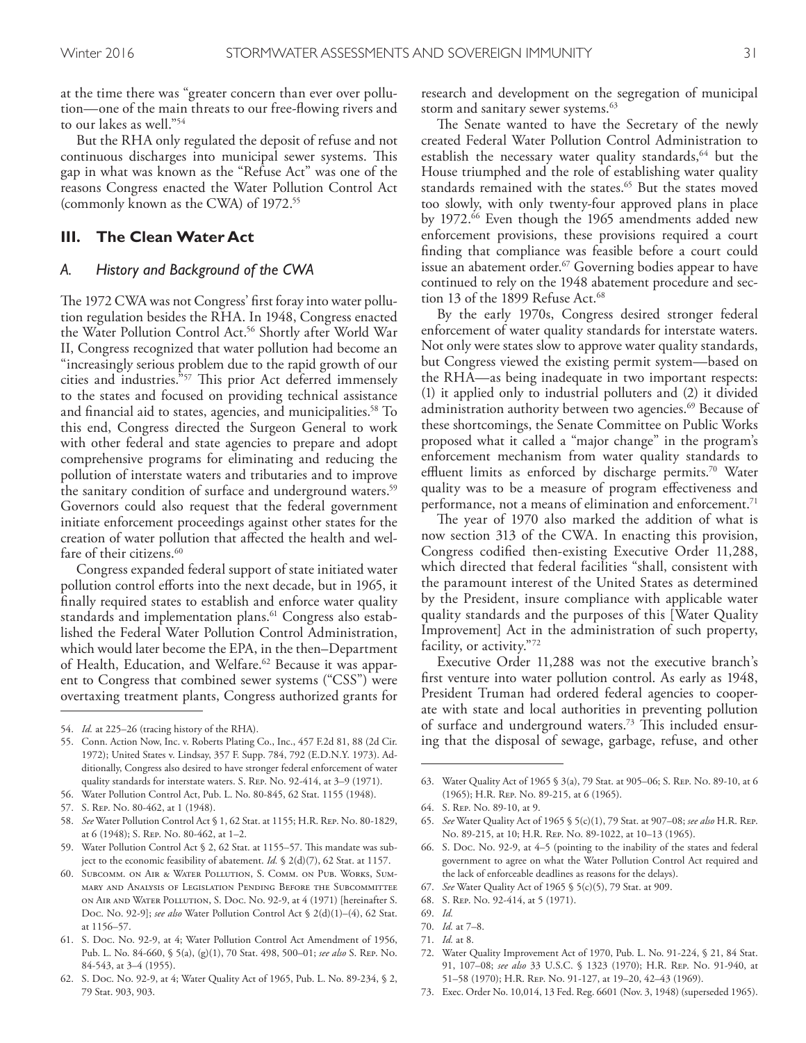at the time there was "greater concern than ever over pollution—one of the main threats to our free-flowing rivers and to our lakes as well."[54]

But the RHA only regulated the deposit of refuse and not continuous discharges into municipal sewer systems. This gap in what was known as the "Refuse Act" was one of the reasons Congress enacted the Water Pollution Control Act (commonly known as the CWA) of 1972.[55]

## III. The Clean Water Act

### *A. History and Background of the CWA*

The 1972 CWA was not Congress' first foray into water pollution regulation besides the RHA. In 1948, Congress enacted the Water Pollution Control Act.[56] Shortly after World War II, Congress recognized that water pollution had become an "increasingly serious problem due to the rapid growth of our cities and industries."[57] This prior Act deferred immensely to the states and focused on providing technical assistance and financial aid to states, agencies, and municipalities.[58] To this end, Congress directed the Surgeon General to work with other federal and state agencies to prepare and adopt comprehensive programs for eliminating and reducing the pollution of interstate waters and tributaries and to improve the sanitary condition of surface and underground waters.[59] Governors could also request that the federal government initiate enforcement proceedings against other states for the creation of water pollution that affected the health and welfare of their citizens.[60]

Congress expanded federal support of state initiated water pollution control efforts into the next decade, but in 1965, it finally required states to establish and enforce water quality standards and implementation plans.[61] Congress also established the Federal Water Pollution Control Administration, which would later become the EPA, in the then–Department of Health, Education, and Welfare.[62] Because it was apparent to Congress that combined sewer systems ("CSS") were overtaxing treatment plants, Congress authorized grants for research and development on the segregation of municipal storm and sanitary sewer systems.[63]

The Senate wanted to have the Secretary of the newly created Federal Water Pollution Control Administration to establish the necessary water quality standards,[64] but the House triumphed and the role of establishing water quality standards remained with the states.[65] But the states moved too slowly, with only twenty-four approved plans in place by 1972.[66] Even though the 1965 amendments added new enforcement provisions, these provisions required a court finding that compliance was feasible before a court could issue an abatement order.[67] Governing bodies appear to have continued to rely on the 1948 abatement procedure and section 13 of the 1899 Refuse Act.[68]

By the early 1970s, Congress desired stronger federal enforcement of water quality standards for interstate waters. Not only were states slow to approve water quality standards, but Congress viewed the existing permit system—based on the RHA—as being inadequate in two important respects: (1) it applied only to industrial polluters and (2) it divided administration authority between two agencies.[69] Because of these shortcomings, the Senate Committee on Public Works proposed what it called a "major change" in the program's enforcement mechanism from water quality standards to effluent limits as enforced by discharge permits.[70] Water quality was to be a measure of program effectiveness and performance, not a means of elimination and enforcement.[71]

The year of 1970 also marked the addition of what is now section 313 of the CWA. In enacting this provision, Congress codified then-existing Executive Order 11,288, which directed that federal facilities "shall, consistent with the paramount interest of the United States as determined by the President, insure compliance with applicable water quality standards and the purposes of this [Water Quality Improvement] Act in the administration of such property, facility, or activity."[72]

Executive Order 11,288 was not the executive branch's first venture into water pollution control. As early as 1948, President Truman had ordered federal agencies to cooperate with state and local authorities in preventing pollution of surface and underground waters.[73] This included ensuring that the disposal of sewage, garbage, refuse, and other

---

54. *Id.* at 225–26 (tracing history of the RHA).
55. Conn. Action Now, Inc. v. Roberts Plating Co., Inc., 457 F.2d 81, 88 (2d Cir. 1972); United States v. Lindsay, 357 F. Supp. 784, 792 (E.D.N.Y. 1973). Additionally, Congress also desired to have stronger federal enforcement of water quality standards for interstate waters. S. Rep. No. 92-414, at 3–9 (1971).
56. Water Pollution Control Act, Pub. L. No. 80-845, 62 Stat. 1155 (1948).
57. S. Rep. No. 80-462, at 1 (1948).
58. *See* Water Pollution Control Act § 1, 62 Stat. at 1155; H.R. Rep. No. 80-1829, at 6 (1948); S. Rep. No. 80-462, at 1–2.
59. Water Pollution Control Act § 2, 62 Stat. at 1155–57. This mandate was subject to the economic feasibility of abatement. *Id.* § 2(d)(7), 62 Stat. at 1157.
60. Subcomm. on Air & Water Pollution, S. Comm. on Pub. Works, Summary and Analysis of Legislation Pending Before the Subcommittee on Air and Water Pollution, S. Doc. No. 92-9, at 4 (1971) [hereinafter S. Doc. No. 92-9]; *see also* Water Pollution Control Act § 2(d)(1)–(4), 62 Stat. at 1156–57.
61. S. Doc. No. 92-9, at 4; Water Pollution Control Act Amendment of 1956, Pub. L. No. 84-660, § 5(a), (g)(1), 70 Stat. 498, 500–01; *see also* S. Rep. No. 84-543, at 3–4 (1955).
62. S. Doc. No. 92-9, at 4; Water Quality Act of 1965, Pub. L. No. 89-234, § 2, 79 Stat. 903, 903.
63. Water Quality Act of 1965 § 3(a), 79 Stat. at 905–06; S. Rep. No. 89-10, at 6 (1965); H.R. Rep. No. 89-215, at 6 (1965).
64. S. Rep. No. 89-10, at 9.
65. *See* Water Quality Act of 1965 § 5(c)(1), 79 Stat. at 907–08; *see also* H.R. Rep. No. 89-215, at 10; H.R. Rep. No. 89-1022, at 10–13 (1965).
66. S. Doc. No. 92-9, at 4–5 (pointing to the inability of the states and federal government to agree on what the Water Pollution Control Act required and the lack of enforceable deadlines as reasons for the delays).
67. *See* Water Quality Act of 1965 § 5(c)(5), 79 Stat. at 909.
68. S. Rep. No. 92-414, at 5 (1971).
69. *Id.*
70. *Id.* at 7–8.
71. *Id.* at 8.
72. Water Quality Improvement Act of 1970, Pub. L. No. 91-224, § 21, 84 Stat. 91, 107–08; *see also* 33 U.S.C. § 1323 (1970); H.R. Rep. No. 91-940, at 51–58 (1970); H.R. Rep. No. 91-127, at 19–20, 42–43 (1969).
73. Exec. Order No. 10,014, 13 Fed. Reg. 6601 (Nov. 3, 1948) (superseded 1965).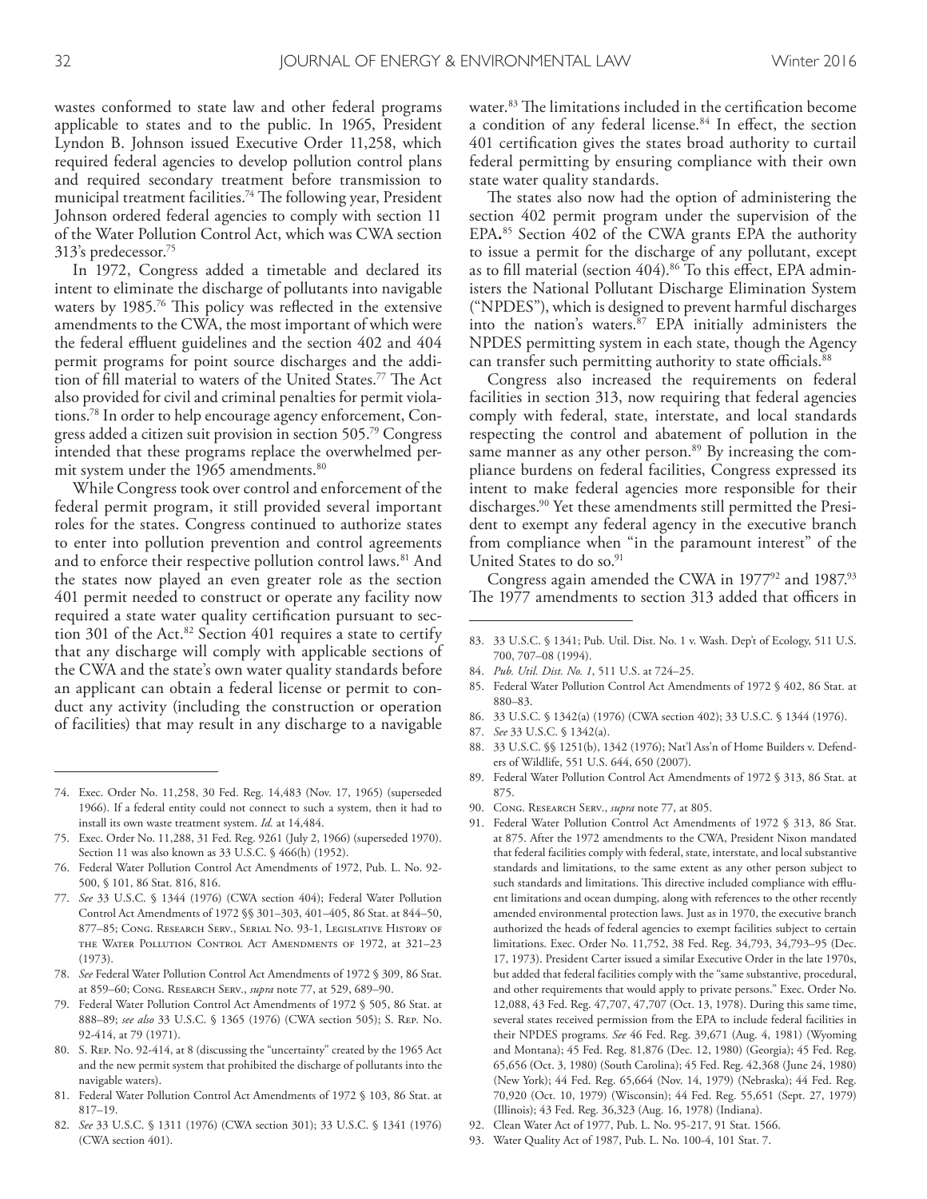wastes conformed to state law and other federal programs applicable to states and to the public. In 1965, President Lyndon B. Johnson issued Executive Order 11,258, which required federal agencies to develop pollution control plans and required secondary treatment before transmission to municipal treatment facilities.[74] The following year, President Johnson ordered federal agencies to comply with section 11 of the Water Pollution Control Act, which was CWA section 313's predecessor.[75]

In 1972, Congress added a timetable and declared its intent to eliminate the discharge of pollutants into navigable waters by 1985.[76] This policy was reflected in the extensive amendments to the CWA, the most important of which were the federal effluent guidelines and the section 402 and 404 permit programs for point source discharges and the addition of fill material to waters of the United States.[77] The Act also provided for civil and criminal penalties for permit violations.[78] In order to help encourage agency enforcement, Congress added a citizen suit provision in section 505.[79] Congress intended that these programs replace the overwhelmed permit system under the 1965 amendments.[80]

While Congress took over control and enforcement of the federal permit program, it still provided several important roles for the states. Congress continued to authorize states to enter into pollution prevention and control agreements and to enforce their respective pollution control laws.[81] And the states now played an even greater role as the section 401 permit needed to construct or operate any facility now required a state water quality certification pursuant to section 301 of the Act.[82] Section 401 requires a state to certify that any discharge will comply with applicable sections of the CWA and the state's own water quality standards before an applicant can obtain a federal license or permit to conduct any activity (including the construction or operation of facilities) that may result in any discharge to a navigable water.[83] The limitations included in the certification become a condition of any federal license.[84] In effect, the section 401 certification gives the states broad authority to curtail federal permitting by ensuring compliance with their own state water quality standards.

The states also now had the option of administering the section 402 permit program under the supervision of the EPA.[85] Section 402 of the CWA grants EPA the authority to issue a permit for the discharge of any pollutant, except as to fill material (section 404).[86] To this effect, EPA administers the National Pollutant Discharge Elimination System ("NPDES"), which is designed to prevent harmful discharges into the nation's waters.[87] EPA initially administers the NPDES permitting system in each state, though the Agency can transfer such permitting authority to state officials.[88]

Congress also increased the requirements on federal facilities in section 313, now requiring that federal agencies comply with federal, state, interstate, and local standards respecting the control and abatement of pollution in the same manner as any other person.[89] By increasing the compliance burdens on federal facilities, Congress expressed its intent to make federal agencies more responsible for their discharges.[90] Yet these amendments still permitted the President to exempt any federal agency in the executive branch from compliance when "in the paramount interest" of the United States to do so.[91]

Congress again amended the CWA in 1977[92] and 1987.[93] The 1977 amendments to section 313 added that officers in

---

74. Exec. Order No. 11,258, 30 Fed. Reg. 14,483 (Nov. 17, 1965) (superseded 1966). If a federal entity could not connect to such a system, then it had to install its own waste treatment system. *Id.* at 14,484.
75. Exec. Order No. 11,288, 31 Fed. Reg. 9261 (July 2, 1966) (superseded 1970). Section 11 was also known as 33 U.S.C. § 466(h) (1952).
76. Federal Water Pollution Control Act Amendments of 1972, Pub. L. No. 92-500, § 101, 86 Stat. 816, 816.
77. *See* 33 U.S.C. § 1344 (1976) (CWA section 404); Federal Water Pollution Control Act Amendments of 1972 §§ 301–303, 401–405, 86 Stat. at 844–50, 877–85; Cong. Research Serv., Serial No. 93-1, Legislative History of the Water Pollution Control Act Amendments of 1972, at 321–23 (1973).
78. *See* Federal Water Pollution Control Act Amendments of 1972 § 309, 86 Stat. at 859–60; Cong. Research Serv., *supra* note 77, at 529, 689–90.
79. Federal Water Pollution Control Act Amendments of 1972 § 505, 86 Stat. at 888–89; *see also* 33 U.S.C. § 1365 (1976) (CWA section 505); S. Rep. No. 92-414, at 79 (1971).
80. S. Rep. No. 92-414, at 8 (discussing the "uncertainty" created by the 1965 Act and the new permit system that prohibited the discharge of pollutants into the navigable waters).
81. Federal Water Pollution Control Act Amendments of 1972 § 103, 86 Stat. at 817–19.
82. *See* 33 U.S.C. § 1311 (1976) (CWA section 301); 33 U.S.C. § 1341 (1976) (CWA section 401).
83. 33 U.S.C. § 1341; Pub. Util. Dist. No. 1 v. Wash. Dep't of Ecology, 511 U.S. 700, 707–08 (1994).
84. *Pub. Util. Dist. No. 1*, 511 U.S. at 724–25.
85. Federal Water Pollution Control Act Amendments of 1972 § 402, 86 Stat. at 880–83.
86. 33 U.S.C. § 1342(a) (1976) (CWA section 402); 33 U.S.C. § 1344 (1976).
87. *See* 33 U.S.C. § 1342(a).
88. 33 U.S.C. §§ 1251(b), 1342 (1976); Nat'l Ass'n of Home Builders v. Defenders of Wildlife, 551 U.S. 644, 650 (2007).
89. Federal Water Pollution Control Act Amendments of 1972 § 313, 86 Stat. at 875.
90. Cong. Research Serv., *supra* note 77, at 805.
91. Federal Water Pollution Control Act Amendments of 1972 § 313, 86 Stat. at 875. After the 1972 amendments to the CWA, President Nixon mandated that federal facilities comply with federal, state, interstate, and local substantive standards and limitations, to the same extent as any other person subject to such standards and limitations. This directive included compliance with effluent limitations and ocean dumping, along with references to the other recently amended environmental protection laws. Just as in 1970, the executive branch authorized the heads of federal agencies to exempt facilities subject to certain limitations. Exec. Order No. 11,752, 38 Fed. Reg. 34,793, 34,793–95 (Dec. 17, 1973). President Carter issued a similar Executive Order in the late 1970s, but added that federal facilities comply with the "same substantive, procedural, and other requirements that would apply to private persons." Exec. Order No. 12,088, 43 Fed. Reg. 47,707, 47,707 (Oct. 13, 1978). During this same time, several states received permission from the EPA to include federal facilities in their NPDES programs. *See* 46 Fed. Reg. 39,671 (Aug. 4, 1981) (Wyoming and Montana); 45 Fed. Reg. 81,876 (Dec. 12, 1980) (Georgia); 45 Fed. Reg. 65,656 (Oct. 3, 1980) (South Carolina); 45 Fed. Reg. 42,368 (June 24, 1980) (New York); 44 Fed. Reg. 65,664 (Nov. 14, 1979) (Nebraska); 44 Fed. Reg. 70,920 (Oct. 10, 1979) (Wisconsin); 44 Fed. Reg. 55,651 (Sept. 27, 1979) (Illinois); 43 Fed. Reg. 36,323 (Aug. 16, 1978) (Indiana).
92. Clean Water Act of 1977, Pub. L. No. 95-217, 91 Stat. 1566.
93. Water Quality Act of 1987, Pub. L. No. 100-4, 101 Stat. 7.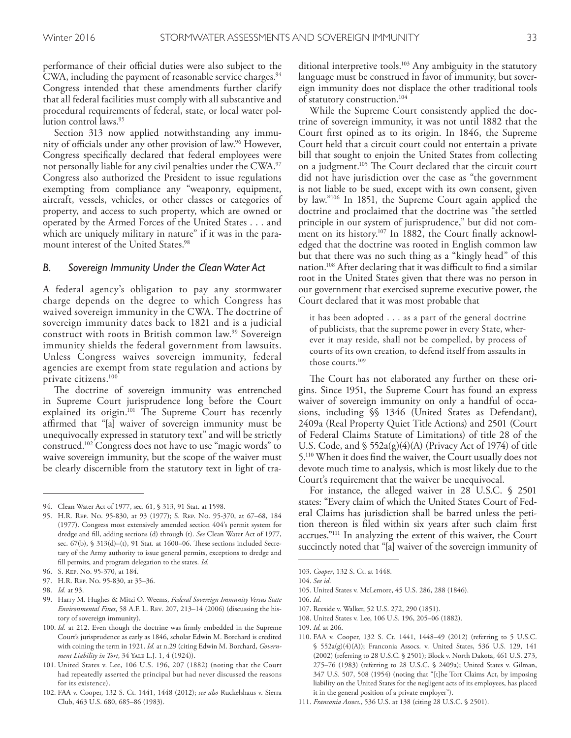performance of their official duties were also subject to the CWA, including the payment of reasonable service charges.[94] Congress intended that these amendments further clarify that all federal facilities must comply with all substantive and procedural requirements of federal, state, or local water pollution control laws.[95]

Section 313 now applied notwithstanding any immunity of officials under any other provision of law.[96] However, Congress specifically declared that federal employees were not personally liable for any civil penalties under the CWA.[97] Congress also authorized the President to issue regulations exempting from compliance any "weaponry, equipment, aircraft, vessels, vehicles, or other classes or categories of property, and access to such property, which are owned or operated by the Armed Forces of the United States . . . and which are uniquely military in nature" if it was in the paramount interest of the United States.[98]

### B. Sovereign Immunity Under the Clean Water Act

A federal agency's obligation to pay any stormwater charge depends on the degree to which Congress has waived sovereign immunity in the CWA. The doctrine of sovereign immunity dates back to 1821 and is a judicial construct with roots in British common law.[99] Sovereign immunity shields the federal government from lawsuits. Unless Congress waives sovereign immunity, federal agencies are exempt from state regulation and actions by private citizens.[100]

The doctrine of sovereign immunity was entrenched in Supreme Court jurisprudence long before the Court explained its origin.[101] The Supreme Court has recently affirmed that "[a] waiver of sovereign immunity must be unequivocally expressed in statutory text" and will be strictly construed.[102] Congress does not have to use "magic words" to waive sovereign immunity, but the scope of the waiver must be clearly discernible from the statutory text in light of traditional interpretive tools.[103] Any ambiguity in the statutory language must be construed in favor of immunity, but sovereign immunity does not displace the other traditional tools of statutory construction.[104]

While the Supreme Court consistently applied the doctrine of sovereign immunity, it was not until 1882 that the Court first opined as to its origin. In 1846, the Supreme Court held that a circuit court could not entertain a private bill that sought to enjoin the United States from collecting on a judgment.[105] The Court declared that the circuit court did not have jurisdiction over the case as "the government is not liable to be sued, except with its own consent, given by law."[106] In 1851, the Supreme Court again applied the doctrine and proclaimed that the doctrine was "the settled principle in our system of jurisprudence," but did not comment on its history.[107] In 1882, the Court finally acknowledged that the doctrine was rooted in English common law but that there was no such thing as a "kingly head" of this nation.[108] After declaring that it was difficult to find a similar root in the United States given that there was no person in our government that exercised supreme executive power, the Court declared that it was most probable that

> it has been adopted . . . as a part of the general doctrine of publicists, that the supreme power in every State, wherever it may reside, shall not be compelled, by process of courts of its own creation, to defend itself from assaults in those courts.[109]

The Court has not elaborated any further on these origins. Since 1951, the Supreme Court has found an express waiver of sovereign immunity on only a handful of occasions, including §§ 1346 (United States as Defendant), 2409a (Real Property Quiet Title Actions) and 2501 (Court of Federal Claims Statute of Limitations) of title 28 of the U.S. Code, and § 552a(g)(4)(A) (Privacy Act of 1974) of title 5.[110] When it does find the waiver, the Court usually does not devote much time to analysis, which is most likely due to the Court's requirement that the waiver be unequivocal.

For instance, the alleged waiver in 28 U.S.C. § 2501 states: "Every claim of which the United States Court of Federal Claims has jurisdiction shall be barred unless the petition thereon is filed within six years after such claim first accrues."[111] In analyzing the extent of this waiver, the Court succinctly noted that "[a] waiver of the sovereign immunity of

---

94. Clean Water Act of 1977, sec. 61, § 313, 91 Stat. at 1598.

95. H.R. Rep. No. 95-830, at 93 (1977); S. Rep. No. 95-370, at 67–68, 184 (1977). Congress most extensively amended section 404's permit system for dredge and fill, adding sections (d) through (t). *See* Clean Water Act of 1977, sec. 67(b), § 313(d)–(t), 91 Stat. at 1600–06. These sections included Secretary of the Army authority to issue general permits, exceptions to dredge and fill permits, and program delegation to the states. *Id.*

96. S. Rep. No. 95-370, at 184.

97. H.R. Rep. No. 95-830, at 35–36.

98. *Id.* at 93.

99. Harry M. Hughes & Mitzi O. Weems, *Federal Sovereign Immunity Versus State Environmental Fines*, 58 A.F. L. Rev. 207, 213–14 (2006) (discussing the history of sovereign immunity).

100. *Id.* at 212. Even though the doctrine was firmly embedded in the Supreme Court's jurisprudence as early as 1846, scholar Edwin M. Borchard is credited with coining the term in 1921. *Id.* at n.29 (citing Edwin M. Borchard, *Government Liability in Tort*, 34 Yale L.J. 1, 4 (1924)).

101. United States v. Lee, 106 U.S. 196, 207 (1882) (noting that the Court had repeatedly asserted the principal but had never discussed the reasons for its existence).

102. FAA v. Cooper, 132 S. Ct. 1441, 1448 (2012); *see also* Ruckelshaus v. Sierra Club, 463 U.S. 680, 685–86 (1983).

103. *Cooper*, 132 S. Ct. at 1448.

104. *See id.*

105. United States v. McLemore, 45 U.S. 286, 288 (1846).

106. *Id.*

107. Reeside v. Walker, 52 U.S. 272, 290 (1851).

108. United States v. Lee, 106 U.S. 196, 205–06 (1882).

109. *Id.* at 206.

110. FAA v. Cooper, 132 S. Ct. 1441, 1448–49 (2012) (referring to 5 U.S.C. § 552a(g)(4)(A)); Franconia Assocs. v. United States, 536 U.S. 129, 141 (2002) (referring to 28 U.S.C. § 2501); Block v. North Dakota, 461 U.S. 273, 275–76 (1983) (referring to 28 U.S.C. § 2409a); United States v. Gilman, 347 U.S. 507, 508 (1954) (noting that "[t]he Tort Claims Act, by imposing liability on the United States for the negligent acts of its employees, has placed it in the general position of a private employer").

111. *Franconia Assocs.*, 536 U.S. at 138 (citing 28 U.S.C. § 2501).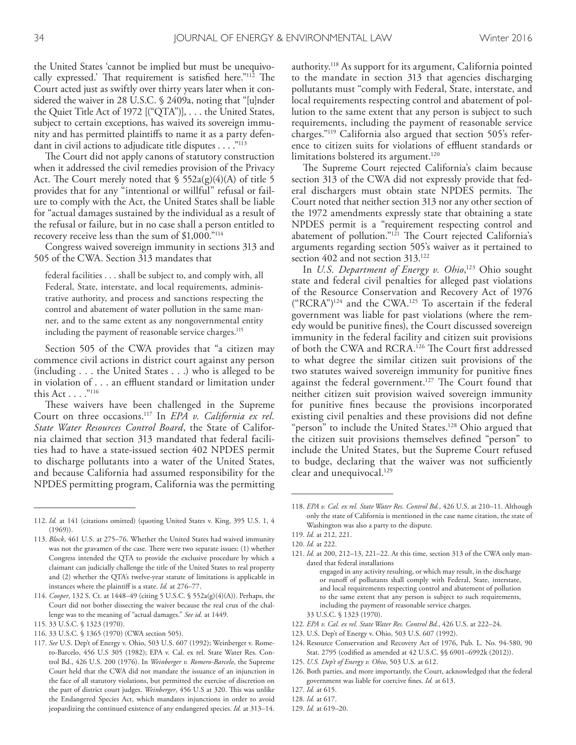the United States 'cannot be implied but must be unequivocally expressed.' That requirement is satisfied here."[112] The Court acted just as swiftly over thirty years later when it considered the waiver in 28 U.S.C. § 2409a, noting that "[u]nder the Quiet Title Act of 1972 [("QTA")], . . . the United States, subject to certain exceptions, has waived its sovereign immunity and has permitted plaintiffs to name it as a party defendant in civil actions to adjudicate title disputes . . . ."[113]

The Court did not apply canons of statutory construction when it addressed the civil remedies provision of the Privacy Act. The Court merely noted that § 552a(g)(4)(A) of title 5 provides that for any "intentional or willful" refusal or failure to comply with the Act, the United States shall be liable for "actual damages sustained by the individual as a result of the refusal or failure, but in no case shall a person entitled to recovery receive less than the sum of $1,000."[114]

Congress waived sovereign immunity in sections 313 and 505 of the CWA. Section 313 mandates that

> federal facilities . . . shall be subject to, and comply with, all Federal, State, interstate, and local requirements, administrative authority, and process and sanctions respecting the control and abatement of water pollution in the same manner, and to the same extent as any nongovernmental entity including the payment of reasonable service charges.[115]

Section 505 of the CWA provides that "a citizen may commence civil actions in district court against any person (including . . . the United States . . .) who is alleged to be in violation of . . . an effluent standard or limitation under this Act . . . ."[116]

These waivers have been challenged in the Supreme Court on three occasions.[117] In *EPA v. California ex rel. State Water Resources Control Board*, the State of California claimed that section 313 mandated that federal facilities had to have a state-issued section 402 NPDES permit to discharge pollutants into a water of the United States, and because California had assumed responsibility for the NPDES permitting program, California was the permitting authority.[118] As support for its argument, California pointed to the mandate in section 313 that agencies discharging pollutants must "comply with Federal, State, interstate, and local requirements respecting control and abatement of pollution to the same extent that any person is subject to such requirements, including the payment of reasonable service charges."[119] California also argued that section 505's reference to citizen suits for violations of effluent standards or limitations bolstered its argument.[120]

The Supreme Court rejected California's claim because section 313 of the CWA did not expressly provide that federal dischargers must obtain state NPDES permits. The Court noted that neither section 313 nor any other section of the 1972 amendments expressly state that obtaining a state NPDES permit is a "requirement respecting control and abatement of pollution."[121] The Court rejected California's arguments regarding section 505's waiver as it pertained to section 402 and not section 313.[122]

In *U.S. Department of Energy v. Ohio*,[123] Ohio sought state and federal civil penalties for alleged past violations of the Resource Conservation and Recovery Act of 1976 ("RCRA")[124] and the CWA.[125] To ascertain if the federal government was liable for past violations (where the remedy would be punitive fines), the Court discussed sovereign immunity in the federal facility and citizen suit provisions of both the CWA and RCRA.[126] The Court first addressed to what degree the similar citizen suit provisions of the two statutes waived sovereign immunity for punitive fines against the federal government.[127] The Court found that neither citizen suit provision waived sovereign immunity for punitive fines because the provisions incorporated existing civil penalties and these provisions did not define "person" to include the United States.[128] Ohio argued that the citizen suit provisions themselves defined "person" to include the United States, but the Supreme Court refused to budge, declaring that the waiver was not sufficiently clear and unequivocal.[129]

---

112. *Id.* at 141 (citations omitted) (quoting United States v. King, 395 U.S. 1, 4 (1969)).
113. *Block*, 461 U.S. at 275–76. Whether the United States had waived immunity was not the gravamen of the case. There were two separate issues: (1) whether Congress intended the QTA to provide the exclusive procedure by which a claimant can judicially challenge the title of the United States to real property and (2) whether the QTA's twelve-year statute of limitations is applicable in instances where the plaintiff is a state. *Id.* at 276–77.
114. *Cooper*, 132 S. Ct. at 1448–49 (citing 5 U.S.C. § 552a(g)(4)(A)). Perhaps, the Court did not bother dissecting the waiver because the real crux of the challenge was to the meaning of "actual damages." *See id.* at 1449.
115. 33 U.S.C. § 1323 (1970).
116. 33 U.S.C. § 1365 (1970) (CWA section 505).
117. *See* U.S. Dep't of Energy v. Ohio, 503 U.S. 607 (1992); Weinberger v. Romero-Barcelo, 456 U.S 305 (1982); EPA v. Cal. ex rel. State Water Res. Control Bd., 426 U.S. 200 (1976). In *Weinberger v. Romero-Barcelo*, the Supreme Court held that the CWA did not mandate the issuance of an injunction in the face of all statutory violations, but permitted the exercise of discretion on the part of district court judges. *Weinberger*, 456 U.S at 320. This was unlike the Endangered Species Act, which mandates injunctions in order to avoid jeopardizing the continued existence of any endangered species. *Id.* at 313–14.
118. *EPA v. Cal. ex rel. State Water Res. Control Bd.*, 426 U.S. at 210–11. Although only the state of California is mentioned in the case name citation, the state of Washington was also a party to the dispute.
119. *Id.* at 212, 221.
120. *Id.* at 222.
121. *Id.* at 200, 212–13, 221–22. At this time, section 313 of the CWA only mandated that federal installations

    > engaged in any activity resulting, or which may result, in the discharge or runoff of pollutants shall comply with Federal, State, interstate, and local requirements respecting control and abatement of pollution to the same extent that any person is subject to such requirements, including the payment of reasonable service charges.

    33 U.S.C. § 1323 (1970).
122. *EPA v. Cal. ex rel. State Water Res. Control Bd.*, 426 U.S. at 222–24.
123. U.S. Dep't of Energy v. Ohio, 503 U.S. 607 (1992).
124. Resource Conservation and Recovery Act of 1976, Pub. L. No. 94-580, 90 Stat. 2795 (codified as amended at 42 U.S.C. §§ 6901–6992k (2012)).
125. *U.S. Dep't of Energy v. Ohio*, 503 U.S. at 612.
126. Both parties, and more importantly, the Court, acknowledged that the federal government was liable for coercive fines. *Id.* at 613.
127. *Id.* at 615.
128. *Id.* at 617.
129. *Id.* at 619–20.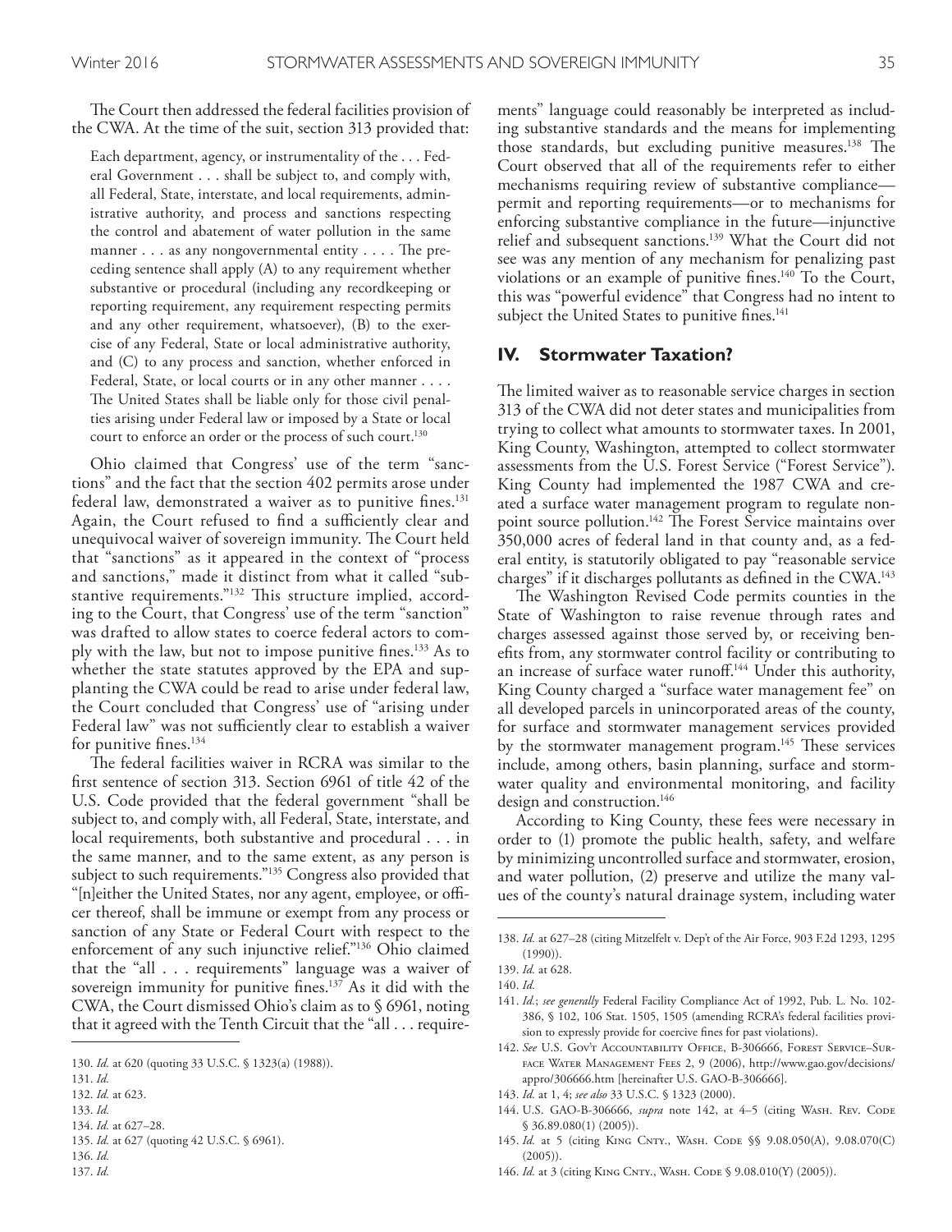The Court then addressed the federal facilities provision of the CWA. At the time of the suit, section 313 provided that:

> Each department, agency, or instrumentality of the . . . Federal Government . . . shall be subject to, and comply with, all Federal, State, interstate, and local requirements, administrative authority, and process and sanctions respecting the control and abatement of water pollution in the same manner . . . as any nongovernmental entity . . . . The preceding sentence shall apply (A) to any requirement whether substantive or procedural (including any recordkeeping or reporting requirement, any requirement respecting permits and any other requirement, whatsoever), (B) to the exercise of any Federal, State or local administrative authority, and (C) to any process and sanction, whether enforced in Federal, State, or local courts or in any other manner . . . . The United States shall be liable only for those civil penalties arising under Federal law or imposed by a State or local court to enforce an order or the process of such court.[130]

Ohio claimed that Congress' use of the term "sanctions" and the fact that the section 402 permits arose under federal law, demonstrated a waiver as to punitive fines.[131] Again, the Court refused to find a sufficiently clear and unequivocal waiver of sovereign immunity. The Court held that "sanctions" as it appeared in the context of "process and sanctions," made it distinct from what it called "substantive requirements."[132] This structure implied, according to the Court, that Congress' use of the term "sanction" was drafted to allow states to coerce federal actors to comply with the law, but not to impose punitive fines.[133] As to whether the state statutes approved by the EPA and supplanting the CWA could be read to arise under federal law, the Court concluded that Congress' use of "arising under Federal law" was not sufficiently clear to establish a waiver for punitive fines.[134]

The federal facilities waiver in RCRA was similar to the first sentence of section 313. Section 6961 of title 42 of the U.S. Code provided that the federal government "shall be subject to, and comply with, all Federal, State, interstate, and local requirements, both substantive and procedural . . . in the same manner, and to the same extent, as any person is subject to such requirements."[135] Congress also provided that "[n]either the United States, nor any agent, employee, or officer thereof, shall be immune or exempt from any process or sanction of any State or Federal Court with respect to the enforcement of any such injunctive relief."[136] Ohio claimed that the "all . . . requirements" language was a waiver of sovereign immunity for punitive fines.[137] As it did with the CWA, the Court dismissed Ohio's claim as to § 6961, noting that it agreed with the Tenth Circuit that the "all . . . requirements" language could reasonably be interpreted as including substantive standards and the means for implementing those standards, but excluding punitive measures.[138] The Court observed that all of the requirements refer to either mechanisms requiring review of substantive compliance—permit and reporting requirements—or to mechanisms for enforcing substantive compliance in the future—injunctive relief and subsequent sanctions.[139] What the Court did not see was any mention of any mechanism for penalizing past violations or an example of punitive fines.[140] To the Court, this was "powerful evidence" that Congress had no intent to subject the United States to punitive fines.[141]

## IV. Stormwater Taxation?

The limited waiver as to reasonable service charges in section 313 of the CWA did not deter states and municipalities from trying to collect what amounts to stormwater taxes. In 2001, King County, Washington, attempted to collect stormwater assessments from the U.S. Forest Service ("Forest Service"). King County had implemented the 1987 CWA and created a surface water management program to regulate nonpoint source pollution.[142] The Forest Service maintains over 350,000 acres of federal land in that county and, as a federal entity, is statutorily obligated to pay "reasonable service charges" if it discharges pollutants as defined in the CWA.[143]

The Washington Revised Code permits counties in the State of Washington to raise revenue through rates and charges assessed against those served by, or receiving benefits from, any stormwater control facility or contributing to an increase of surface water runoff.[144] Under this authority, King County charged a "surface water management fee" on all developed parcels in unincorporated areas of the county, for surface and stormwater management services provided by the stormwater management program.[145] These services include, among others, basin planning, surface and stormwater quality and environmental monitoring, and facility design and construction.[146]

According to King County, these fees were necessary in order to (1) promote the public health, safety, and welfare by minimizing uncontrolled surface and stormwater, erosion, and water pollution, (2) preserve and utilize the many values of the county's natural drainage system, including water

---

130. *Id.* at 620 (quoting 33 U.S.C. § 1323(a) (1988)).
131. *Id.*
132. *Id.* at 623.
133. *Id.*
134. *Id.* at 627–28.
135. *Id.* at 627 (quoting 42 U.S.C. § 6961).
136. *Id.*
137. *Id.*
138. *Id.* at 627–28 (citing Mitzelfelt v. Dep't of the Air Force, 903 F.2d 1293, 1295 (1990)).
139. *Id.* at 628.
140. *Id.*
141. *Id.*; *see generally* Federal Facility Compliance Act of 1992, Pub. L. No. 102-386, § 102, 106 Stat. 1505, 1505 (amending RCRA's federal facilities provision to expressly provide for coercive fines for past violations).
142. *See* U.S. Gov't Accountability Office, B-306666, Forest Service–Surface Water Management Fees 2, 9 (2006), http://www.gao.gov/decisions/appro/306666.htm [hereinafter U.S. GAO-B-306666].
143. *Id.* at 1, 4; *see also* 33 U.S.C. § 1323 (2000).
144. U.S. GAO-B-306666, *supra* note 142, at 4–5 (citing Wash. Rev. Code § 36.89.080(1) (2005)).
145. *Id.* at 5 (citing King Cnty., Wash. Code §§ 9.08.050(A), 9.08.070(C) (2005)).
146. *Id.* at 3 (citing King Cnty., Wash. Code § 9.08.010(Y) (2005)).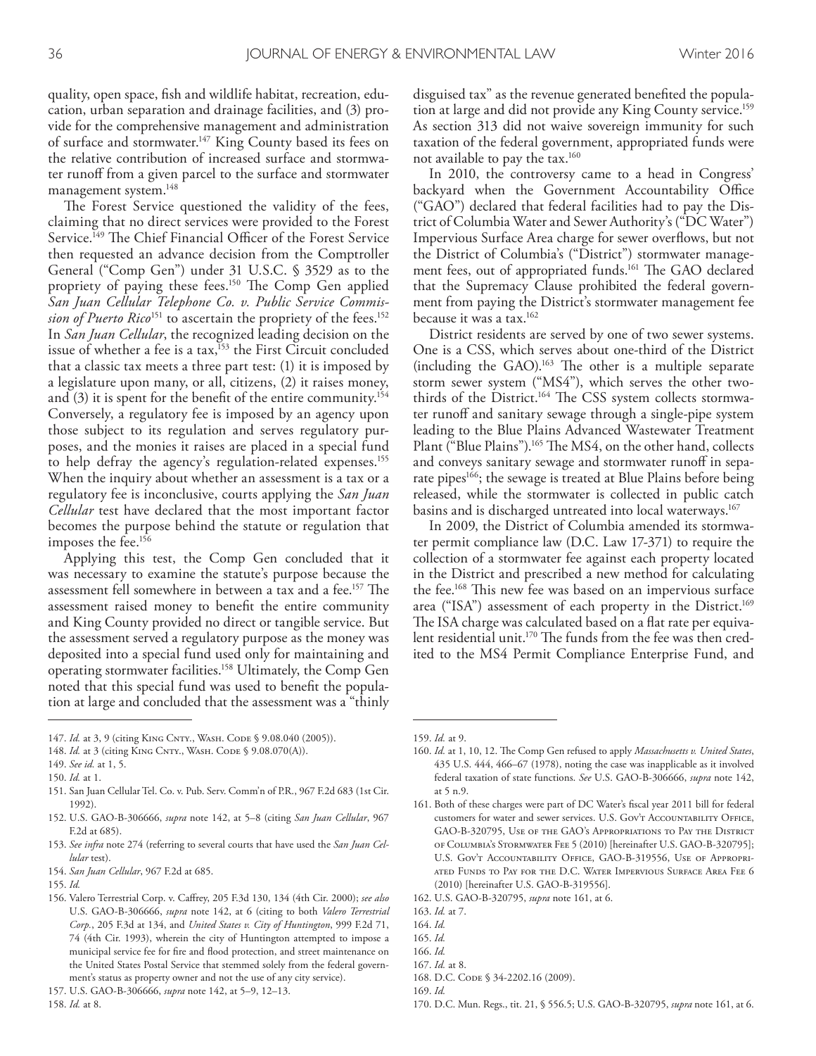quality, open space, fish and wildlife habitat, recreation, education, urban separation and drainage facilities, and (3) provide for the comprehensive management and administration of surface and stormwater.[147] King County based its fees on the relative contribution of increased surface and stormwater runoff from a given parcel to the surface and stormwater management system.[148]

The Forest Service questioned the validity of the fees, claiming that no direct services were provided to the Forest Service.[149] The Chief Financial Officer of the Forest Service then requested an advance decision from the Comptroller General ("Comp Gen") under 31 U.S.C. § 3529 as to the propriety of paying these fees.[150] The Comp Gen applied *San Juan Cellular Telephone Co. v. Public Service Commission of Puerto Rico*[151] to ascertain the propriety of the fees.[152] In *San Juan Cellular*, the recognized leading decision on the issue of whether a fee is a tax,[153] the First Circuit concluded that a classic tax meets a three part test: (1) it is imposed by a legislature upon many, or all, citizens, (2) it raises money, and (3) it is spent for the benefit of the entire community.[154] Conversely, a regulatory fee is imposed by an agency upon those subject to its regulation and serves regulatory purposes, and the monies it raises are placed in a special fund to help defray the agency's regulation-related expenses.[155] When the inquiry about whether an assessment is a tax or a regulatory fee is inconclusive, courts applying the *San Juan Cellular* test have declared that the most important factor becomes the purpose behind the statute or regulation that imposes the fee.[156]

Applying this test, the Comp Gen concluded that it was necessary to examine the statute's purpose because the assessment fell somewhere in between a tax and a fee.[157] The assessment raised money to benefit the entire community and King County provided no direct or tangible service. But the assessment served a regulatory purpose as the money was deposited into a special fund used only for maintaining and operating stormwater facilities.[158] Ultimately, the Comp Gen noted that this special fund was used to benefit the population at large and concluded that the assessment was a "thinly disguised tax" as the revenue generated benefited the population at large and did not provide any King County service.[159] As section 313 did not waive sovereign immunity for such taxation of the federal government, appropriated funds were not available to pay the tax.[160]

In 2010, the controversy came to a head in Congress' backyard when the Government Accountability Office ("GAO") declared that federal facilities had to pay the District of Columbia Water and Sewer Authority's ("DC Water") Impervious Surface Area charge for sewer overflows, but not the District of Columbia's ("District") stormwater management fees, out of appropriated funds.[161] The GAO declared that the Supremacy Clause prohibited the federal government from paying the District's stormwater management fee because it was a tax.[162]

District residents are served by one of two sewer systems. One is a CSS, which serves about one-third of the District (including the GAO).[163] The other is a multiple separate storm sewer system ("MS4"), which serves the other two-thirds of the District.[164] The CSS system collects stormwater runoff and sanitary sewage through a single-pipe system leading to the Blue Plains Advanced Wastewater Treatment Plant ("Blue Plains").[165] The MS4, on the other hand, collects and conveys sanitary sewage and stormwater runoff in separate pipes[166]; the sewage is treated at Blue Plains before being released, while the stormwater is collected in public catch basins and is discharged untreated into local waterways.[167]

In 2009, the District of Columbia amended its stormwater permit compliance law (D.C. Law 17-371) to require the collection of a stormwater fee against each property located in the District and prescribed a new method for calculating the fee.[168] This new fee was based on an impervious surface area ("ISA") assessment of each property in the District.[169] The ISA charge was calculated based on a flat rate per equivalent residential unit.[170] The funds from the fee was then credited to the MS4 Permit Compliance Enterprise Fund, and

---

147. *Id.* at 3, 9 (citing King Cnty., Wash. Code § 9.08.040 (2005)).
148. *Id.* at 3 (citing King Cnty., Wash. Code § 9.08.070(A)).
149. *See id.* at 1, 5.
150. *Id.* at 1.
151. San Juan Cellular Tel. Co. v. Pub. Serv. Comm'n of P.R., 967 F.2d 683 (1st Cir. 1992).
152. U.S. GAO-B-306666, *supra* note 142, at 5–8 (citing *San Juan Cellular*, 967 F.2d at 685).
153. *See infra* note 274 (referring to several courts that have used the *San Juan Cellular* test).
154. *San Juan Cellular*, 967 F.2d at 685.
155. *Id.*
156. Valero Terrestrial Corp. v. Caffrey, 205 F.3d 130, 134 (4th Cir. 2000); *see also* U.S. GAO-B-306666, *supra* note 142, at 6 (citing to both *Valero Terrestrial Corp.*, 205 F.3d at 134, and *United States v. City of Huntington*, 999 F.2d 71, 74 (4th Cir. 1993), wherein the city of Huntington attempted to impose a municipal service fee for fire and flood protection, and street maintenance on the United States Postal Service that stemmed solely from the federal government's status as property owner and not the use of any city service).
157. U.S. GAO-B-306666, *supra* note 142, at 5–9, 12–13.
158. *Id.* at 8.
159. *Id.* at 9.
160. *Id.* at 1, 10, 12. The Comp Gen refused to apply *Massachusetts v. United States*, 435 U.S. 444, 466–67 (1978), noting the case was inapplicable as it involved federal taxation of state functions. *See* U.S. GAO-B-306666, *supra* note 142, at 5 n.9.
161. Both of these charges were part of DC Water's fiscal year 2011 bill for federal customers for water and sewer services. U.S. Gov't Accountability Office, GAO-B-320795, Use of the GAO's Appropriations to Pay the District of Columbia's Stormwater Fee 5 (2010) [hereinafter U.S. GAO-B-320795]; U.S. Gov't Accountability Office, GAO-B-319556, Use of Appropriated Funds to Pay for the D.C. Water Impervious Surface Area Fee 6 (2010) [hereinafter U.S. GAO-B-319556].
162. U.S. GAO-B-320795, *supra* note 161, at 6.
163. *Id.* at 7.
164. *Id.*
165. *Id.*
166. *Id.*
167. *Id.* at 8.
168. D.C. Code § 34-2202.16 (2009).
169. *Id.*
170. D.C. Mun. Regs., tit. 21, § 556.5; U.S. GAO-B-320795, *supra* note 161, at 6.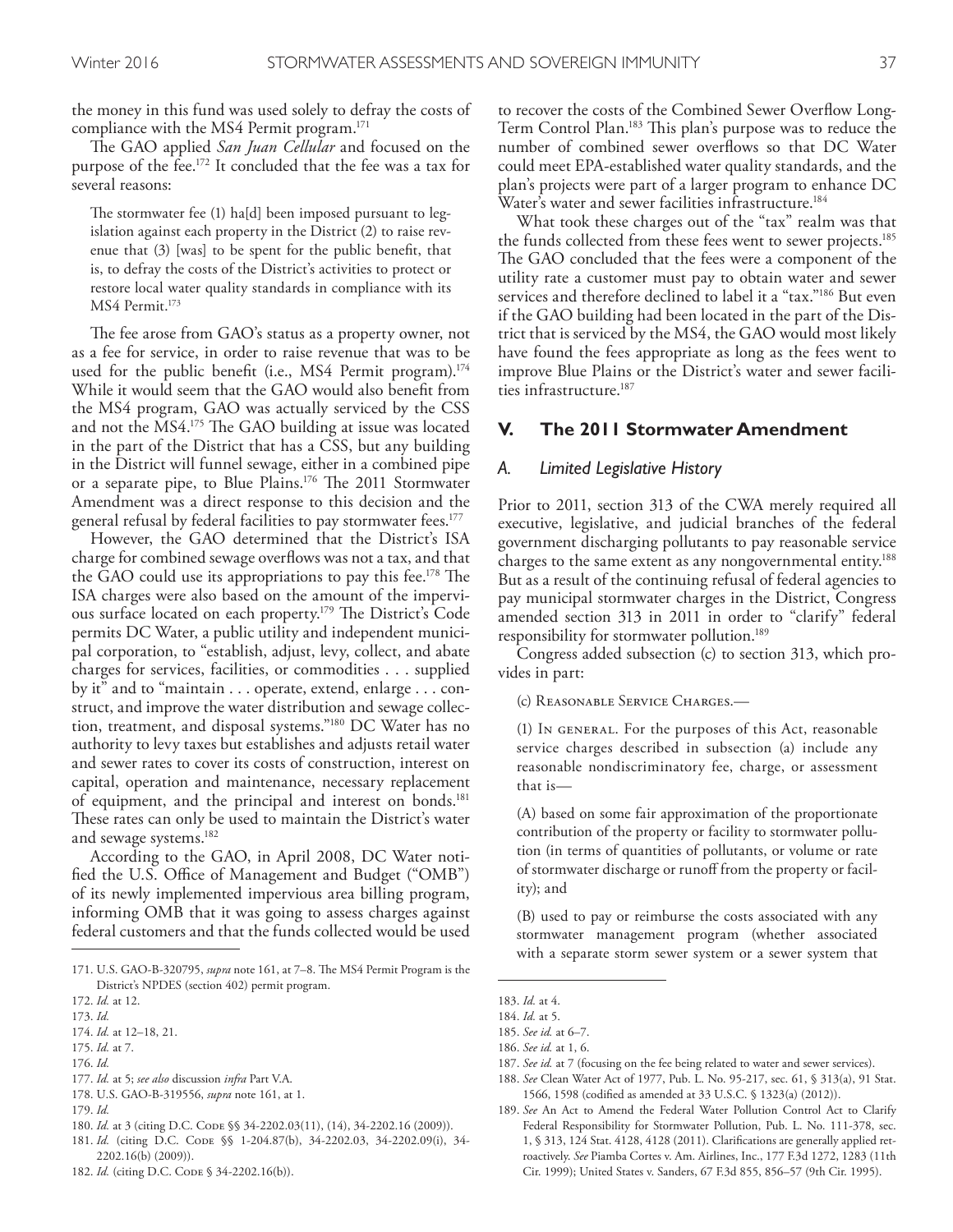the money in this fund was used solely to defray the costs of compliance with the MS4 Permit program.[171]

The GAO applied *San Juan Cellular* and focused on the purpose of the fee.[172] It concluded that the fee was a tax for several reasons:

> The stormwater fee (1) ha[d] been imposed pursuant to legislation against each property in the District (2) to raise revenue that (3) [was] to be spent for the public benefit, that is, to defray the costs of the District's activities to protect or restore local water quality standards in compliance with its MS4 Permit.[173]

The fee arose from GAO's status as a property owner, not as a fee for service, in order to raise revenue that was to be used for the public benefit (i.e., MS4 Permit program).[174] While it would seem that the GAO would also benefit from the MS4 program, GAO was actually serviced by the CSS and not the MS4.[175] The GAO building at issue was located in the part of the District that has a CSS, but any building in the District will funnel sewage, either in a combined pipe or a separate pipe, to Blue Plains.[176] The 2011 Stormwater Amendment was a direct response to this decision and the general refusal by federal facilities to pay stormwater fees.[177]

However, the GAO determined that the District's ISA charge for combined sewage overflows was not a tax, and that the GAO could use its appropriations to pay this fee.[178] The ISA charges were also based on the amount of the impervious surface located on each property.[179] The District's Code permits DC Water, a public utility and independent municipal corporation, to "establish, adjust, levy, collect, and abate charges for services, facilities, or commodities . . . supplied by it" and to "maintain . . . operate, extend, enlarge . . . construct, and improve the water distribution and sewage collection, treatment, and disposal systems."[180] DC Water has no authority to levy taxes but establishes and adjusts retail water and sewer rates to cover its costs of construction, interest on capital, operation and maintenance, necessary replacement of equipment, and the principal and interest on bonds.[181] These rates can only be used to maintain the District's water and sewage systems.[182]

According to the GAO, in April 2008, DC Water notified the U.S. Office of Management and Budget ("OMB") of its newly implemented impervious area billing program, informing OMB that it was going to assess charges against federal customers and that the funds collected would be used to recover the costs of the Combined Sewer Overflow Long-Term Control Plan.[183] This plan's purpose was to reduce the number of combined sewer overflows so that DC Water could meet EPA-established water quality standards, and the plan's projects were part of a larger program to enhance DC Water's water and sewer facilities infrastructure.[184]

What took these charges out of the "tax" realm was that the funds collected from these fees went to sewer projects.[185] The GAO concluded that the fees were a component of the utility rate a customer must pay to obtain water and sewer services and therefore declined to label it a "tax."[186] But even if the GAO building had been located in the part of the District that is serviced by the MS4, the GAO would most likely have found the fees appropriate as long as the fees went to improve Blue Plains or the District's water and sewer facilities infrastructure.[187]

## V. The 2011 Stormwater Amendment

### A. Limited Legislative History

Prior to 2011, section 313 of the CWA merely required all executive, legislative, and judicial branches of the federal government discharging pollutants to pay reasonable service charges to the same extent as any nongovernmental entity.[188] But as a result of the continuing refusal of federal agencies to pay municipal stormwater charges in the District, Congress amended section 313 in 2011 in order to "clarify" federal responsibility for stormwater pollution.[189]

Congress added subsection (c) to section 313, which provides in part:

> (c) Reasonable Service Charges.—
>
> (1) In general. For the purposes of this Act, reasonable service charges described in subsection (a) include any reasonable nondiscriminatory fee, charge, or assessment that is—
>
> (A) based on some fair approximation of the proportionate contribution of the property or facility to stormwater pollution (in terms of quantities of pollutants, or volume or rate of stormwater discharge or runoff from the property or facility); and
>
> (B) used to pay or reimburse the costs associated with any stormwater management program (whether associated with a separate storm sewer system or a sewer system that

---

171. U.S. GAO-B-320795, *supra* note 161, at 7–8. The MS4 Permit Program is the District's NPDES (section 402) permit program.

172. *Id.* at 12.

173. *Id.*

174. *Id.* at 12–18, 21.

175. *Id.* at 7.

176. *Id.*

177. *Id.* at 5; *see also* discussion *infra* Part V.A.

178. U.S. GAO-B-319556, *supra* note 161, at 1.

179. *Id.*

180. *Id.* at 3 (citing D.C. Code §§ 34-2202.03(11), (14), 34-2202.16 (2009)).

181. *Id.* (citing D.C. Code §§ 1-204.87(b), 34-2202.03, 34-2202.09(i), 34-2202.16(b) (2009)).

182. *Id.* (citing D.C. Code § 34-2202.16(b)).

183. *Id.* at 4.

184. *Id.* at 5.

185. *See id.* at 6–7.

186. *See id.* at 1, 6.

187. *See id.* at 7 (focusing on the fee being related to water and sewer services).

188. *See* Clean Water Act of 1977, Pub. L. No. 95-217, sec. 61, § 313(a), 91 Stat. 1566, 1598 (codified as amended at 33 U.S.C. § 1323(a) (2012)).

189. *See* An Act to Amend the Federal Water Pollution Control Act to Clarify Federal Responsibility for Stormwater Pollution, Pub. L. No. 111-378, sec. 1, § 313, 124 Stat. 4128, 4128 (2011). Clarifications are generally applied retroactively. *See* Piamba Cortes v. Am. Airlines, Inc., 177 F.3d 1272, 1283 (11th Cir. 1999); United States v. Sanders, 67 F.3d 855, 856–57 (9th Cir. 1995).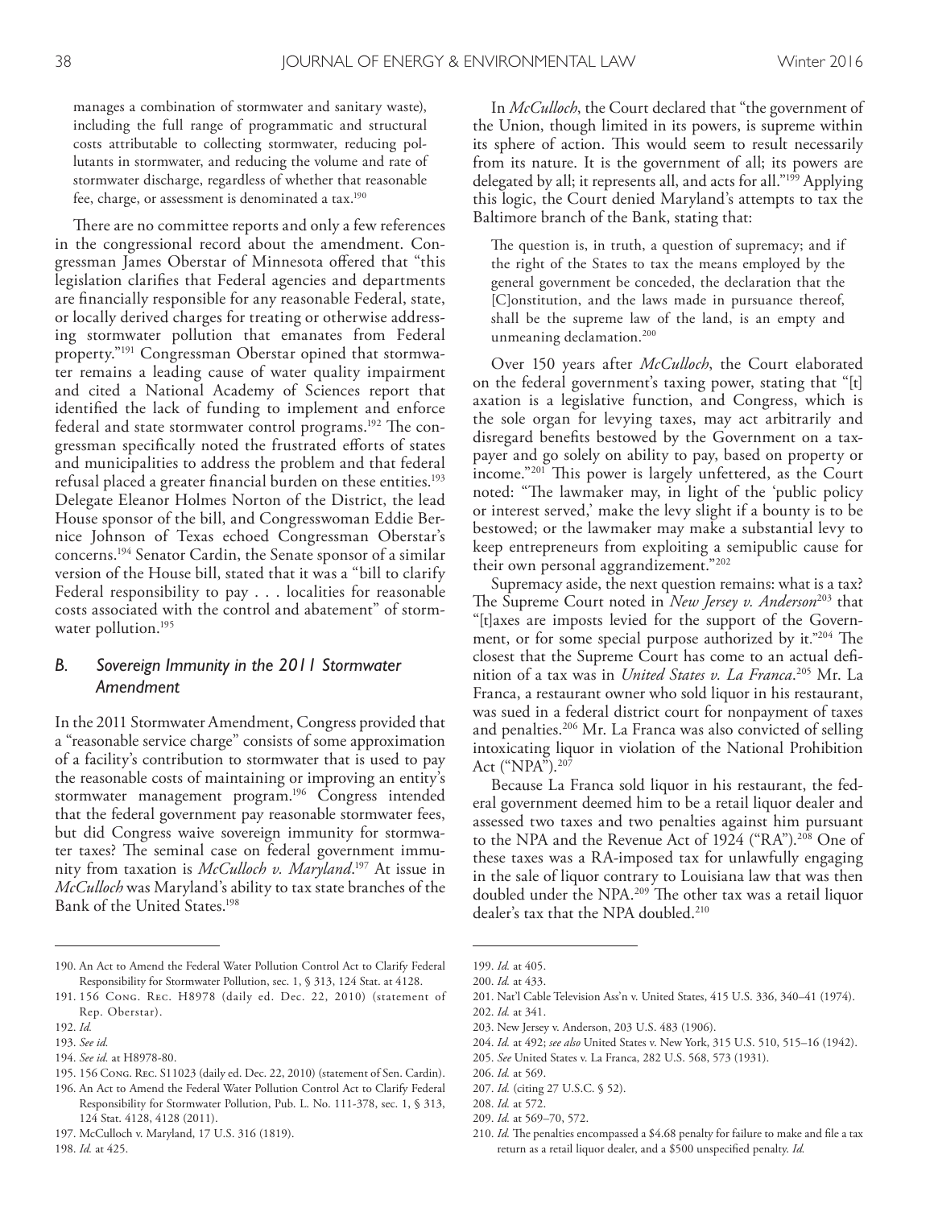manages a combination of stormwater and sanitary waste), including the full range of programmatic and structural costs attributable to collecting stormwater, reducing pollutants in stormwater, and reducing the volume and rate of stormwater discharge, regardless of whether that reasonable fee, charge, or assessment is denominated a tax.[190]

There are no committee reports and only a few references in the congressional record about the amendment. Congressman James Oberstar of Minnesota offered that "this legislation clarifies that Federal agencies and departments are financially responsible for any reasonable Federal, state, or locally derived charges for treating or otherwise addressing stormwater pollution that emanates from Federal property."[191] Congressman Oberstar opined that stormwater remains a leading cause of water quality impairment and cited a National Academy of Sciences report that identified the lack of funding to implement and enforce federal and state stormwater control programs.[192] The congressman specifically noted the frustrated efforts of states and municipalities to address the problem and that federal refusal placed a greater financial burden on these entities.[193] Delegate Eleanor Holmes Norton of the District, the lead House sponsor of the bill, and Congresswoman Eddie Bernice Johnson of Texas echoed Congressman Oberstar's concerns.[194] Senator Cardin, the Senate sponsor of a similar version of the House bill, stated that it was a "bill to clarify Federal responsibility to pay . . . localities for reasonable costs associated with the control and abatement" of stormwater pollution.[195]

### B. Sovereign Immunity in the 2011 Stormwater Amendment

In the 2011 Stormwater Amendment, Congress provided that a "reasonable service charge" consists of some approximation of a facility's contribution to stormwater that is used to pay the reasonable costs of maintaining or improving an entity's stormwater management program.[196] Congress intended that the federal government pay reasonable stormwater fees, but did Congress waive sovereign immunity for stormwater taxes? The seminal case on federal government immunity from taxation is *McCulloch v. Maryland*.[197] At issue in *McCulloch* was Maryland's ability to tax state branches of the Bank of the United States.[198]

In *McCulloch*, the Court declared that "the government of the Union, though limited in its powers, is supreme within its sphere of action. This would seem to result necessarily from its nature. It is the government of all; its powers are delegated by all; it represents all, and acts for all."[199] Applying this logic, the Court denied Maryland's attempts to tax the Baltimore branch of the Bank, stating that:

> The question is, in truth, a question of supremacy; and if the right of the States to tax the means employed by the general government be conceded, the declaration that the [C]onstitution, and the laws made in pursuance thereof, shall be the supreme law of the land, is an empty and unmeaning declamation.[200]

Over 150 years after *McCulloch*, the Court elaborated on the federal government's taxing power, stating that "[t]axation is a legislative function, and Congress, which is the sole organ for levying taxes, may act arbitrarily and disregard benefits bestowed by the Government on a taxpayer and go solely on ability to pay, based on property or income."[201] This power is largely unfettered, as the Court noted: "The lawmaker may, in light of the 'public policy or interest served,' make the levy slight if a bounty is to be bestowed; or the lawmaker may make a substantial levy to keep entrepreneurs from exploiting a semipublic cause for their own personal aggrandizement."[202]

Supremacy aside, the next question remains: what is a tax? The Supreme Court noted in *New Jersey v. Anderson*[203] that "[t]axes are imposts levied for the support of the Government, or for some special purpose authorized by it."[204] The closest that the Supreme Court has come to an actual definition of a tax was in *United States v. La Franca*.[205] Mr. La Franca, a restaurant owner who sold liquor in his restaurant, was sued in a federal district court for nonpayment of taxes and penalties.[206] Mr. La Franca was also convicted of selling intoxicating liquor in violation of the National Prohibition Act ("NPA").[207]

Because La Franca sold liquor in his restaurant, the federal government deemed him to be a retail liquor dealer and assessed two taxes and two penalties against him pursuant to the NPA and the Revenue Act of 1924 ("RA").[208] One of these taxes was a RA-imposed tax for unlawfully engaging in the sale of liquor contrary to Louisiana law that was then doubled under the NPA.[209] The other tax was a retail liquor dealer's tax that the NPA doubled.[210]

---

190. An Act to Amend the Federal Water Pollution Control Act to Clarify Federal Responsibility for Stormwater Pollution, sec. 1, § 313, 124 Stat. at 4128.
191. 156 Cong. Rec. H8978 (daily ed. Dec. 22, 2010) (statement of Rep. Oberstar).
192. *Id.*
193. *See id.*
194. *See id.* at H8978-80.
195. 156 Cong. Rec. S11023 (daily ed. Dec. 22, 2010) (statement of Sen. Cardin).
196. An Act to Amend the Federal Water Pollution Control Act to Clarify Federal Responsibility for Stormwater Pollution, Pub. L. No. 111-378, sec. 1, § 313, 124 Stat. 4128, 4128 (2011).
197. McCulloch v. Maryland, 17 U.S. 316 (1819).
198. *Id.* at 425.
199. *Id.* at 405.
200. *Id.* at 433.
201. Nat'l Cable Television Ass'n v. United States, 415 U.S. 336, 340–41 (1974).
202. *Id.* at 341.
203. New Jersey v. Anderson, 203 U.S. 483 (1906).
204. *Id.* at 492; *see also* United States v. New York, 315 U.S. 510, 515–16 (1942).
205. *See* United States v. La Franca, 282 U.S. 568, 573 (1931).
206. *Id.* at 569.
207. *Id.* (citing 27 U.S.C. § 52).
208. *Id.* at 572.
209. *Id.* at 569–70, 572.
210. *Id.* The penalties encompassed a $4.68 penalty for failure to make and file a tax return as a retail liquor dealer, and a $500 unspecified penalty. *Id.*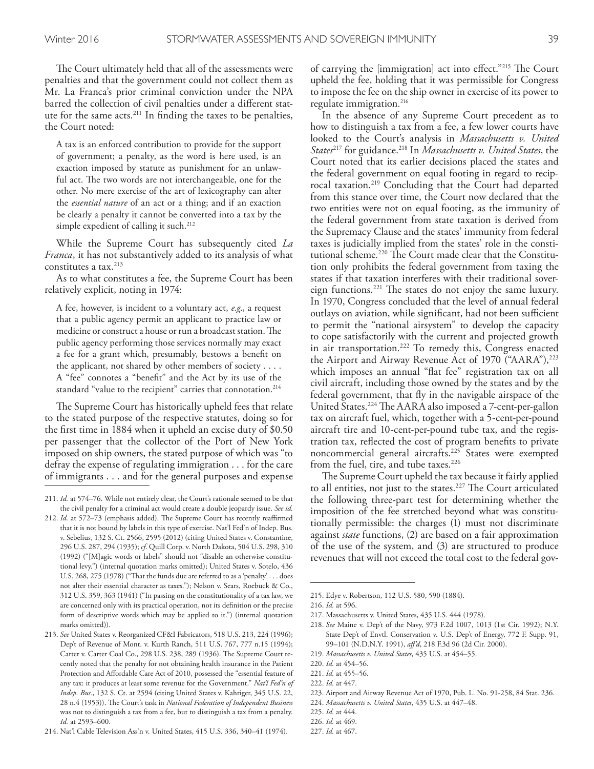The Court ultimately held that all of the assessments were penalties and that the government could not collect them as Mr. La Franca's prior criminal conviction under the NPA barred the collection of civil penalties under a different statute for the same acts.[211] In finding the taxes to be penalties, the Court noted:

> A tax is an enforced contribution to provide for the support of government; a penalty, as the word is here used, is an exaction imposed by statute as punishment for an unlawful act. The two words are not interchangeable, one for the other. No mere exercise of the art of lexicography can alter the *essential nature* of an act or a thing; and if an exaction be clearly a penalty it cannot be converted into a tax by the simple expedient of calling it such.[212]

While the Supreme Court has subsequently cited *La Franca*, it has not substantively added to its analysis of what constitutes a tax.[213]

As to what constitutes a fee, the Supreme Court has been relatively explicit, noting in 1974:

> A fee, however, is incident to a voluntary act, *e.g.*, a request that a public agency permit an applicant to practice law or medicine or construct a house or run a broadcast station. The public agency performing those services normally may exact a fee for a grant which, presumably, bestows a benefit on the applicant, not shared by other members of society . . . . A "fee" connotes a "benefit" and the Act by its use of the standard "value to the recipient" carries that connotation.[214]

The Supreme Court has historically upheld fees that relate to the stated purpose of the respective statutes, doing so for the first time in 1884 when it upheld an excise duty of $0.50 per passenger that the collector of the Port of New York imposed on ship owners, the stated purpose of which was "to defray the expense of regulating immigration . . . for the care of immigrants . . . and for the general purposes and expense of carrying the [immigration] act into effect."[215] The Court upheld the fee, holding that it was permissible for Congress to impose the fee on the ship owner in exercise of its power to regulate immigration.[216]

In the absence of any Supreme Court precedent as to how to distinguish a tax from a fee, a few lower courts have looked to the Court's analysis in *Massachusetts v. United States*[217] for guidance.[218] In *Massachusetts v. United States*, the Court noted that its earlier decisions placed the states and the federal government on equal footing in regard to reciprocal taxation.[219] Concluding that the Court had departed from this stance over time, the Court now declared that the two entities were not on equal footing, as the immunity of the federal government from state taxation is derived from the Supremacy Clause and the states' immunity from federal taxes is judicially implied from the states' role in the constitutional scheme.[220] The Court made clear that the Constitution only prohibits the federal government from taxing the states if that taxation interferes with their traditional sovereign functions.[221] The states do not enjoy the same luxury. In 1970, Congress concluded that the level of annual federal outlays on aviation, while significant, had not been sufficient to permit the "national airsystem" to develop the capacity to cope satisfactorily with the current and projected growth in air transportation.[222] To remedy this, Congress enacted the Airport and Airway Revenue Act of 1970 ("AARA"),[223] which imposes an annual "flat fee" registration tax on all civil aircraft, including those owned by the states and by the federal government, that fly in the navigable airspace of the United States.[224] The AARA also imposed a 7-cent-per-gallon tax on aircraft fuel, which, together with a 5-cent-per-pound aircraft tire and 10-cent-per-pound tube tax, and the registration tax, reflected the cost of program benefits to private noncommercial general aircrafts.[225] States were exempted from the fuel, tire, and tube taxes.[226]

The Supreme Court upheld the tax because it fairly applied to all entities, not just to the states.[227] The Court articulated the following three-part test for determining whether the imposition of the fee stretched beyond what was constitutionally permissible: the charges (1) must not discriminate against *state* functions, (2) are based on a fair approximation of the use of the system, and (3) are structured to produce revenues that will not exceed the total cost to the federal gov-

---

211. *Id.* at 574–76. While not entirely clear, the Court's rationale seemed to be that the civil penalty for a criminal act would create a double jeopardy issue. *See id.*

212. *Id.* at 572–73 (emphasis added). The Supreme Court has recently reaffirmed that it is not bound by labels in this type of exercise. Nat'l Fed'n of Indep. Bus. v. Sebelius, 132 S. Ct. 2566, 2595 (2012) (citing United States v. Constantine, 296 U.S. 287, 294 (1935); *cf.* Quill Corp. v. North Dakota, 504 U.S. 298, 310 (1992) ("[M]agic words or labels" should not "disable an otherwise constitutional levy.") (internal quotation marks omitted); United States v. Sotelo, 436 U.S. 268, 275 (1978) ("That the funds due are referred to as a 'penalty' . . . does not alter their essential character as taxes."); Nelson v. Sears, Roebuck & Co., 312 U.S. 359, 363 (1941) ("In passing on the constitutionality of a tax law, we are concerned only with its practical operation, not its definition or the precise form of descriptive words which may be applied to it.") (internal quotation marks omitted)).

213. *See* United States v. Reorganized CF&I Fabricators, 518 U.S. 213, 224 (1996); Dep't of Revenue of Mont. v. Kurth Ranch, 511 U.S. 767, 777 n.15 (1994); Carter v. Carter Coal Co., 298 U.S. 238, 289 (1936). The Supreme Court recently noted that the penalty for not obtaining health insurance in the Patient Protection and Affordable Care Act of 2010, possessed the "essential feature of any tax: it produces at least some revenue for the Government." *Nat'l Fed'n of Indep. Bus.*, 132 S. Ct. at 2594 (citing United States v. Kahriger, 345 U.S. 22, 28 n.4 (1953)). The Court's task in *National Federation of Independent Business* was not to distinguish a tax from a fee, but to distinguish a tax from a penalty. *Id.* at 2593–600.

214. Nat'l Cable Television Ass'n v. United States, 415 U.S. 336, 340–41 (1974).

215. Edye v. Robertson, 112 U.S. 580, 590 (1884).

216. *Id.* at 596.

217. Massachusetts v. United States, 435 U.S. 444 (1978).

218. *See* Maine v. Dep't of the Navy, 973 F.2d 1007, 1013 (1st Cir. 1992); N.Y. State Dep't of Envtl. Conservation v. U.S. Dep't of Energy, 772 F. Supp. 91, 99–101 (N.D.N.Y. 1991), *aff'd*, 218 F.3d 96 (2d Cir. 2000).

219. *Massachusetts v. United States*, 435 U.S. at 454–55.

220. *Id.* at 454–56.

221. *Id.* at 455–56.

222. *Id.* at 447.

223. Airport and Airway Revenue Act of 1970, Pub. L. No. 91-258, 84 Stat. 236.

224. *Massachusetts v. United States*, 435 U.S. at 447–48.

225. *Id.* at 444.

226. *Id.* at 469.

227. *Id.* at 467.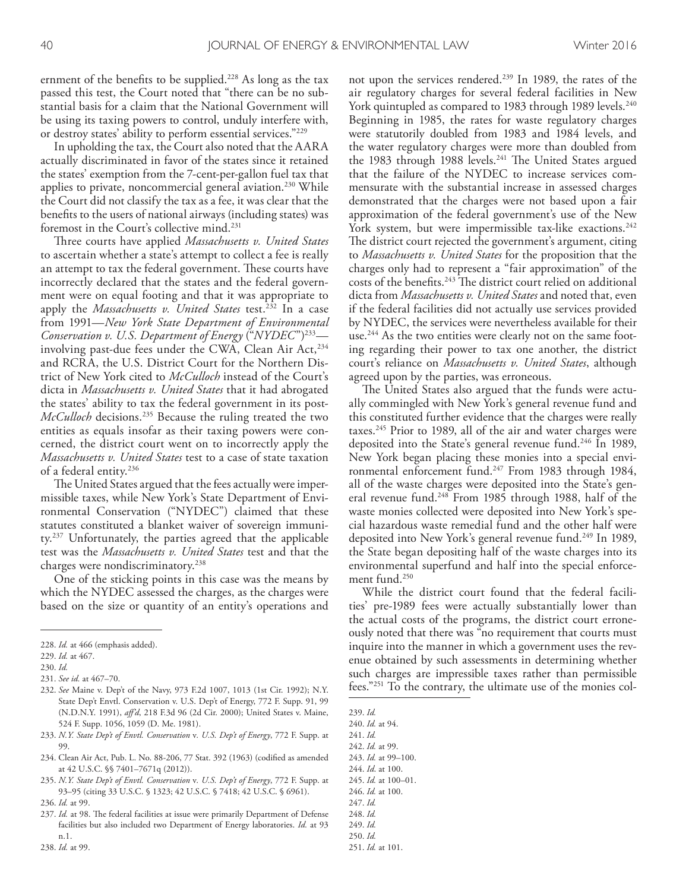ernment of the benefits to be supplied.[228] As long as the tax passed this test, the Court noted that "there can be no substantial basis for a claim that the National Government will be using its taxing powers to control, unduly interfere with, or destroy states' ability to perform essential services."[229]

In upholding the tax, the Court also noted that the AARA actually discriminated in favor of the states since it retained the states' exemption from the 7-cent-per-gallon fuel tax that applies to private, noncommercial general aviation.[230] While the Court did not classify the tax as a fee, it was clear that the benefits to the users of national airways (including states) was foremost in the Court's collective mind.[231]

Three courts have applied *Massachusetts v. United States* to ascertain whether a state's attempt to collect a fee is really an attempt to tax the federal government. These courts have incorrectly declared that the states and the federal government were on equal footing and that it was appropriate to apply the *Massachusetts v. United States* test.[232] In a case from 1991—*New York State Department of Environmental Conservation v. U.S. Department of Energy* ("*NYDEC*")[233]—involving past-due fees under the CWA, Clean Air Act,[234] and RCRA, the U.S. District Court for the Northern District of New York cited to *McCulloch* instead of the Court's dicta in *Massachusetts v. United States* that it had abrogated the states' ability to tax the federal government in its post-*McCulloch* decisions.[235] Because the ruling treated the two entities as equals insofar as their taxing powers were concerned, the district court went on to incorrectly apply the *Massachusetts v. United States* test to a case of state taxation of a federal entity.[236]

The United States argued that the fees actually were impermissible taxes, while New York's State Department of Environmental Conservation ("NYDEC") claimed that these statutes constituted a blanket waiver of sovereign immunity.[237] Unfortunately, the parties agreed that the applicable test was the *Massachusetts v. United States* test and that the charges were nondiscriminatory.[238]

One of the sticking points in this case was the means by which the NYDEC assessed the charges, as the charges were based on the size or quantity of an entity's operations and not upon the services rendered.[239] In 1989, the rates of the air regulatory charges for several federal facilities in New York quintupled as compared to 1983 through 1989 levels.[240] Beginning in 1985, the rates for waste regulatory charges were statutorily doubled from 1983 and 1984 levels, and the water regulatory charges were more than doubled from the 1983 through 1988 levels.[241] The United States argued that the failure of the NYDEC to increase services commensurate with the substantial increase in assessed charges demonstrated that the charges were not based upon a fair approximation of the federal government's use of the New York system, but were impermissible tax-like exactions.[242] The district court rejected the government's argument, citing to *Massachusetts v. United States* for the proposition that the charges only had to represent a "fair approximation" of the costs of the benefits.[243] The district court relied on additional dicta from *Massachusetts v. United States* and noted that, even if the federal facilities did not actually use services provided by NYDEC, the services were nevertheless available for their use.[244] As the two entities were clearly not on the same footing regarding their power to tax one another, the district court's reliance on *Massachusetts v. United States*, although agreed upon by the parties, was erroneous.

The United States also argued that the funds were actually commingled with New York's general revenue fund and this constituted further evidence that the charges were really taxes.[245] Prior to 1989, all of the air and water charges were deposited into the State's general revenue fund.[246] In 1989, New York began placing these monies into a special environmental enforcement fund.[247] From 1983 through 1984, all of the waste charges were deposited into the State's general revenue fund.[248] From 1985 through 1988, half of the waste monies collected were deposited into New York's special hazardous waste remedial fund and the other half were deposited into New York's general revenue fund.[249] In 1989, the State began depositing half of the waste charges into its environmental superfund and half into the special enforcement fund.[250]

While the district court found that the federal facilities' pre-1989 fees were actually substantially lower than the actual costs of the programs, the district court erroneously noted that there was "no requirement that courts must inquire into the manner in which a government uses the revenue obtained by such assessments in determining whether such charges are impressible taxes rather than permissible fees."[251] To the contrary, the ultimate use of the monies col-

---

228. *Id.* at 466 (emphasis added).

229. *Id.* at 467.

230. *Id.*

231. *See id.* at 467–70.

232. *See* Maine v. Dep't of the Navy, 973 F.2d 1007, 1013 (1st Cir. 1992); N.Y. State Dep't Envtl. Conservation v. U.S. Dep't of Energy, 772 F. Supp. 91, 99 (N.D.N.Y. 1991), *aff'd*, 218 F.3d 96 (2d Cir. 2000); United States v. Maine, 524 F. Supp. 1056, 1059 (D. Me. 1981).

233. *N.Y. State Dep't of Envtl. Conservation* v. *U.S. Dep't of Energy*, 772 F. Supp. at 99.

234. Clean Air Act, Pub. L. No. 88-206, 77 Stat. 392 (1963) (codified as amended at 42 U.S.C. §§ 7401–7671q (2012)).

235. *N.Y. State Dep't of Envtl. Conservation* v. *U.S. Dep't of Energy*, 772 F. Supp. at 93–95 (citing 33 U.S.C. § 1323; 42 U.S.C. § 7418; 42 U.S.C. § 6961).

236. *Id.* at 99.

237. *Id.* at 98. The federal facilities at issue were primarily Department of Defense facilities but also included two Department of Energy laboratories. *Id.* at 93 n.1.

238. *Id.* at 99.

239. *Id.*

240. *Id.* at 94.

241. *Id.*

242. *Id.* at 99.

243. *Id.* at 99–100.

244. *Id.* at 100.

245. *Id.* at 100–01.

246. *Id.* at 100.

247. *Id.*

248. *Id.*

249. *Id.*

250. *Id.*

251. *Id.* at 101.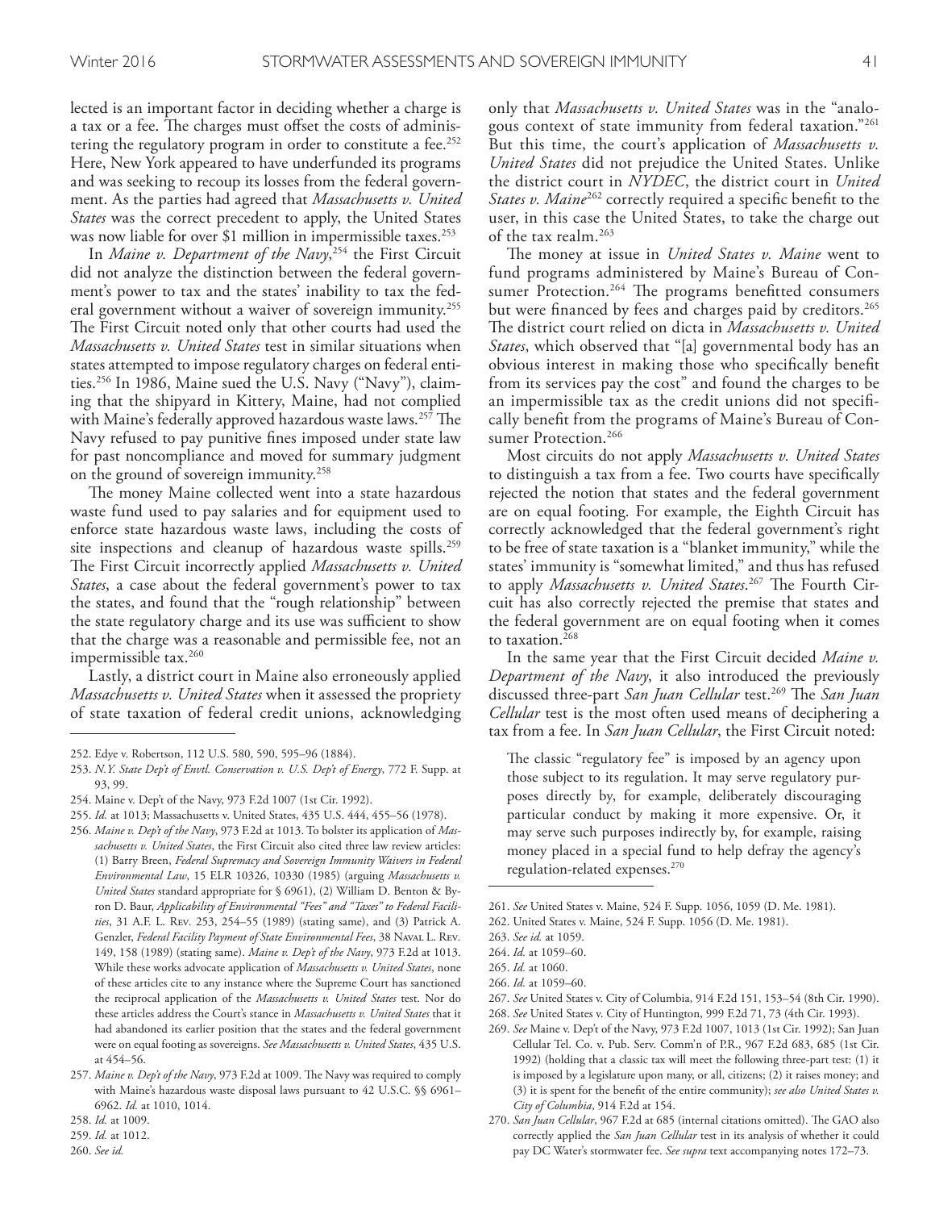lected is an important factor in deciding whether a charge is a tax or a fee. The charges must offset the costs of administering the regulatory program in order to constitute a fee.[252] Here, New York appeared to have underfunded its programs and was seeking to recoup its losses from the federal government. As the parties had agreed that *Massachusetts v. United States* was the correct precedent to apply, the United States was now liable for over $1 million in impermissible taxes.[253]

In *Maine v. Department of the Navy*,[254] the First Circuit did not analyze the distinction between the federal government's power to tax and the states' inability to tax the federal government without a waiver of sovereign immunity.[255] The First Circuit noted only that other courts had used the *Massachusetts v. United States* test in similar situations when states attempted to impose regulatory charges on federal entities.[256] In 1986, Maine sued the U.S. Navy ("Navy"), claiming that the shipyard in Kittery, Maine, had not complied with Maine's federally approved hazardous waste laws.[257] The Navy refused to pay punitive fines imposed under state law for past noncompliance and moved for summary judgment on the ground of sovereign immunity.[258]

The money Maine collected went into a state hazardous waste fund used to pay salaries and for equipment used to enforce state hazardous waste laws, including the costs of site inspections and cleanup of hazardous waste spills.[259] The First Circuit incorrectly applied *Massachusetts v. United States*, a case about the federal government's power to tax the states, and found that the "rough relationship" between the state regulatory charge and its use was sufficient to show that the charge was a reasonable and permissible fee, not an impermissible tax.[260]

Lastly, a district court in Maine also erroneously applied *Massachusetts v. United States* when it assessed the propriety of state taxation of federal credit unions, acknowledging only that *Massachusetts v. United States* was in the "analogous context of state immunity from federal taxation."[261] But this time, the court's application of *Massachusetts v. United States* did not prejudice the United States. Unlike the district court in *NYDEC*, the district court in *United States v. Maine*[262] correctly required a specific benefit to the user, in this case the United States, to take the charge out of the tax realm.[263]

The money at issue in *United States v. Maine* went to fund programs administered by Maine's Bureau of Consumer Protection.[264] The programs benefitted consumers but were financed by fees and charges paid by creditors.[265] The district court relied on dicta in *Massachusetts v. United States*, which observed that "[a] governmental body has an obvious interest in making those who specifically benefit from its services pay the cost" and found the charges to be an impermissible tax as the credit unions did not specifically benefit from the programs of Maine's Bureau of Consumer Protection.[266]

Most circuits do not apply *Massachusetts v. United States* to distinguish a tax from a fee. Two courts have specifically rejected the notion that states and the federal government are on equal footing. For example, the Eighth Circuit has correctly acknowledged that the federal government's right to be free of state taxation is a "blanket immunity," while the states' immunity is "somewhat limited," and thus has refused to apply *Massachusetts v. United States*.[267] The Fourth Circuit has also correctly rejected the premise that states and the federal government are on equal footing when it comes to taxation.[268]

In the same year that the First Circuit decided *Maine v. Department of the Navy*, it also introduced the previously discussed three-part *San Juan Cellular* test.[269] The *San Juan Cellular* test is the most often used means of deciphering a tax from a fee. In *San Juan Cellular*, the First Circuit noted:

> The classic "regulatory fee" is imposed by an agency upon those subject to its regulation. It may serve regulatory purposes directly by, for example, deliberately discouraging particular conduct by making it more expensive. Or, it may serve such purposes indirectly by, for example, raising money placed in a special fund to help defray the agency's regulation-related expenses.[270]

---

252. Edye v. Robertson, 112 U.S. 580, 590, 595–96 (1884).
253. *N.Y. State Dep't of Envtl. Conservation v. U.S. Dep't of Energy*, 772 F. Supp. at 93, 99.
254. Maine v. Dep't of the Navy, 973 F.2d 1007 (1st Cir. 1992).
255. *Id.* at 1013; Massachusetts v. United States, 435 U.S. 444, 455–56 (1978).
256. *Maine v. Dep't of the Navy*, 973 F.2d at 1013. To bolster its application of *Massachusetts v. United States*, the First Circuit also cited three law review articles: (1) Barry Breen, *Federal Supremacy and Sovereign Immunity Waivers in Federal Environmental Law*, 15 ELR 10326, 10330 (1985) (arguing *Massachusetts v. United States* standard appropriate for § 6961), (2) William D. Benton & Byron D. Baur, *Applicability of Environmental "Fees" and "Taxes" to Federal Facilities*, 31 A.F. L. Rev. 253, 254–55 (1989) (stating same), and (3) Patrick A. Genzler, *Federal Facility Payment of State Environmental Fees*, 38 Naval L. Rev. 149, 158 (1989) (stating same). *Maine v. Dep't of the Navy*, 973 F.2d at 1013. While these works advocate application of *Massachusetts v. United States*, none of these articles cite to any instance where the Supreme Court has sanctioned the reciprocal application of the *Massachusetts v. United States* test. Nor do these articles address the Court's stance in *Massachusetts v. United States* that it had abandoned its earlier position that the states and the federal government were on equal footing as sovereigns. *See Massachusetts v. United States*, 435 U.S. at 454–56.
257. *Maine v. Dep't of the Navy*, 973 F.2d at 1009. The Navy was required to comply with Maine's hazardous waste disposal laws pursuant to 42 U.S.C. §§ 6961–6962. *Id.* at 1010, 1014.
258. *Id.* at 1009.
259. *Id.* at 1012.
260. *See id.*
261. *See* United States v. Maine, 524 F. Supp. 1056, 1059 (D. Me. 1981).
262. United States v. Maine, 524 F. Supp. 1056 (D. Me. 1981).
263. *See id.* at 1059.
264. *Id.* at 1059–60.
265. *Id.* at 1060.
266. *Id.* at 1059–60.
267. *See* United States v. City of Columbia, 914 F.2d 151, 153–54 (8th Cir. 1990).
268. *See* United States v. City of Huntington, 999 F.2d 71, 73 (4th Cir. 1993).
269. *See* Maine v. Dep't of the Navy, 973 F.2d 1007, 1013 (1st Cir. 1992); San Juan Cellular Tel. Co. v. Pub. Serv. Comm'n of P.R., 967 F.2d 683, 685 (1st Cir. 1992) (holding that a classic tax will meet the following three-part test: (1) it is imposed by a legislature upon many, or all, citizens; (2) it raises money; and (3) it is spent for the benefit of the entire community); *see also United States v. City of Columbia*, 914 F.2d at 154.
270. *San Juan Cellular*, 967 F.2d at 685 (internal citations omitted). The GAO also correctly applied the *San Juan Cellular* test in its analysis of whether it could pay DC Water's stormwater fee. *See supra* text accompanying notes 172–73.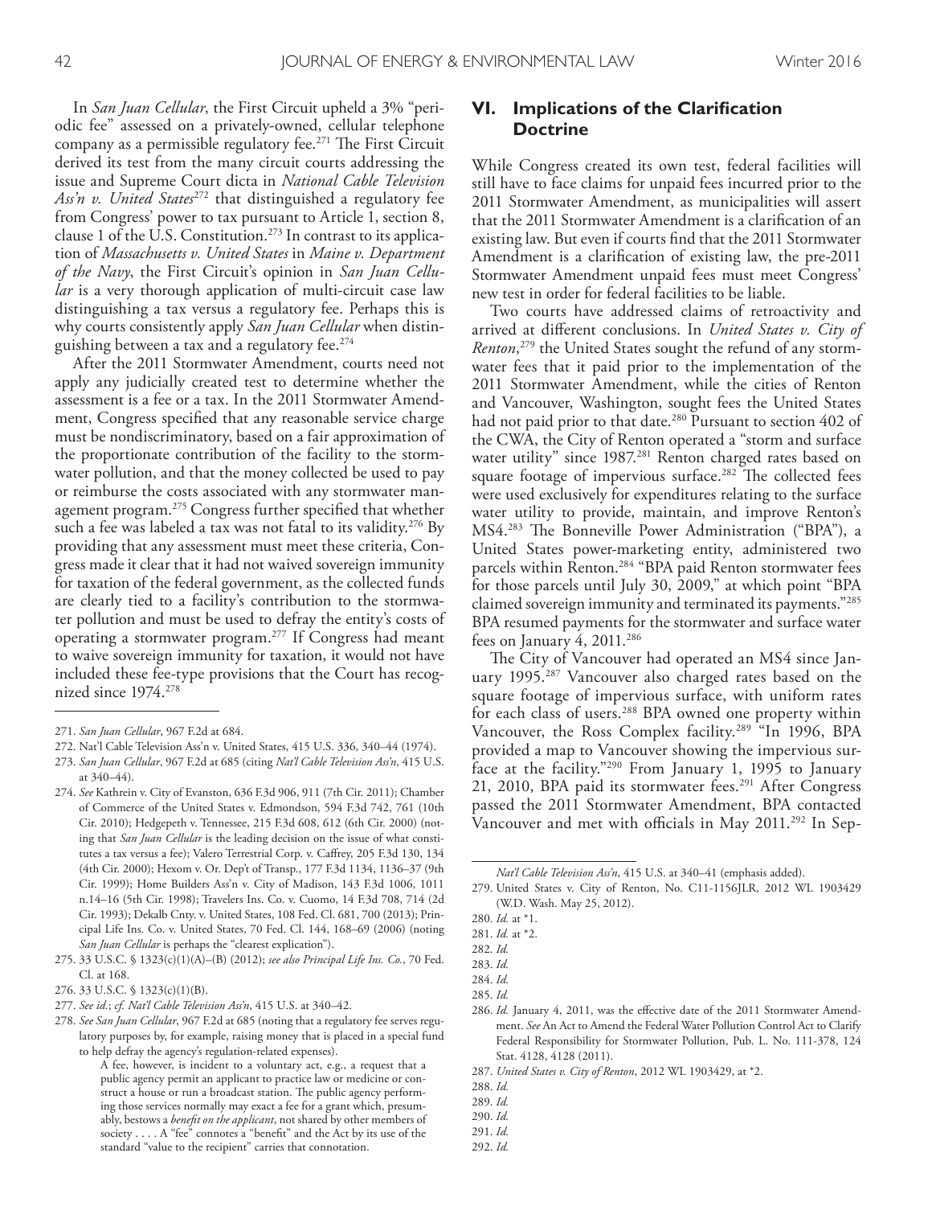In *San Juan Cellular*, the First Circuit upheld a 3% "periodic fee" assessed on a privately-owned, cellular telephone company as a permissible regulatory fee.[271] The First Circuit derived its test from the many circuit courts addressing the issue and Supreme Court dicta in *National Cable Television Ass'n v. United States*[272] that distinguished a regulatory fee from Congress' power to tax pursuant to Article 1, section 8, clause 1 of the U.S. Constitution.[273] In contrast to its application of *Massachusetts v. United States* in *Maine v. Department of the Navy*, the First Circuit's opinion in *San Juan Cellular* is a very thorough application of multi-circuit case law distinguishing a tax versus a regulatory fee. Perhaps this is why courts consistently apply *San Juan Cellular* when distinguishing between a tax and a regulatory fee.[274]

After the 2011 Stormwater Amendment, courts need not apply any judicially created test to determine whether the assessment is a fee or a tax. In the 2011 Stormwater Amendment, Congress specified that any reasonable service charge must be nondiscriminatory, based on a fair approximation of the proportionate contribution of the facility to the stormwater pollution, and that the money collected be used to pay or reimburse the costs associated with any stormwater management program.[275] Congress further specified that whether such a fee was labeled a tax was not fatal to its validity.[276] By providing that any assessment must meet these criteria, Congress made it clear that it had not waived sovereign immunity for taxation of the federal government, as the collected funds are clearly tied to a facility's contribution to the stormwater pollution and must be used to defray the entity's costs of operating a stormwater program.[277] If Congress had meant to waive sovereign immunity for taxation, it would not have included these fee-type provisions that the Court has recognized since 1974.[278]

## VI. Implications of the Clarification Doctrine

While Congress created its own test, federal facilities will still have to face claims for unpaid fees incurred prior to the 2011 Stormwater Amendment, as municipalities will assert that the 2011 Stormwater Amendment is a clarification of an existing law. But even if courts find that the 2011 Stormwater Amendment is a clarification of existing law, the pre-2011 Stormwater Amendment unpaid fees must meet Congress' new test in order for federal facilities to be liable.

Two courts have addressed claims of retroactivity and arrived at different conclusions. In *United States v. City of Renton*,[279] the United States sought the refund of any stormwater fees that it paid prior to the implementation of the 2011 Stormwater Amendment, while the cities of Renton and Vancouver, Washington, sought fees the United States had not paid prior to that date.[280] Pursuant to section 402 of the CWA, the City of Renton operated a "storm and surface water utility" since 1987.[281] Renton charged rates based on square footage of impervious surface.[282] The collected fees were used exclusively for expenditures relating to the surface water utility to provide, maintain, and improve Renton's MS4.[283] The Bonneville Power Administration ("BPA"), a United States power-marketing entity, administered two parcels within Renton.[284] "BPA paid Renton stormwater fees for those parcels until July 30, 2009," at which point "BPA claimed sovereign immunity and terminated its payments."[285] BPA resumed payments for the stormwater and surface water fees on January 4, 2011.[286]

The City of Vancouver had operated an MS4 since January 1995.[287] Vancouver also charged rates based on the square footage of impervious surface, with uniform rates for each class of users.[288] BPA owned one property within Vancouver, the Ross Complex facility.[289] "In 1996, BPA provided a map to Vancouver showing the impervious surface at the facility."[290] From January 1, 1995 to January 21, 2010, BPA paid its stormwater fees.[291] After Congress passed the 2011 Stormwater Amendment, BPA contacted Vancouver and met with officials in May 2011.[292] In Sep-

---

271. *San Juan Cellular*, 967 F.2d at 684.

272. Nat'l Cable Television Ass'n v. United States, 415 U.S. 336, 340–44 (1974).

273. *San Juan Cellular*, 967 F.2d at 685 (citing *Nat'l Cable Television Ass'n*, 415 U.S. at 340–44).

274. *See* Kathrein v. City of Evanston, 636 F.3d 906, 911 (7th Cir. 2011); Chamber of Commerce of the United States v. Edmondson, 594 F.3d 742, 761 (10th Cir. 2010); Hedgepeth v. Tennessee, 215 F.3d 608, 612 (6th Cir. 2000) (noting that *San Juan Cellular* is the leading decision on the issue of what constitutes a tax versus a fee); Valero Terrestrial Corp. v. Caffrey, 205 F.3d 130, 134 (4th Cir. 2000); Hexom v. Or. Dep't of Transp., 177 F.3d 1134, 1136–37 (9th Cir. 1999); Home Builders Ass'n v. City of Madison, 143 F.3d 1006, 1011 n.14–16 (5th Cir. 1998); Travelers Ins. Co. v. Cuomo, 14 F.3d 708, 714 (2d Cir. 1993); Dekalb Cnty. v. United States, 108 Fed. Cl. 681, 700 (2013); Principal Life Ins. Co. v. United States, 70 Fed. Cl. 144, 168–69 (2006) (noting *San Juan Cellular* is perhaps the "clearest explication").

275. 33 U.S.C. § 1323(c)(1)(A)–(B) (2012); *see also Principal Life Ins. Co.*, 70 Fed. Cl. at 168.

276. 33 U.S.C. § 1323(c)(1)(B).

277. *See id.*; *cf. Nat'l Cable Television Ass'n*, 415 U.S. at 340–42.

278. *See San Juan Cellular*, 967 F.2d at 685 (noting that a regulatory fee serves regulatory purposes by, for example, raising money that is placed in a special fund to help defray the agency's regulation-related expenses).

> A fee, however, is incident to a voluntary act, e.g., a request that a public agency permit an applicant to practice law or medicine or construct a house or run a broadcast station. The public agency performing those services normally may exact a fee for a grant which, presumably, bestows a *benefit on the applicant*, not shared by other members of society . . . . A "fee" connotes a "benefit" and the Act by its use of the standard "value to the recipient" carries that connotation.

*Nat'l Cable Television Ass'n*, 415 U.S. at 340–41 (emphasis added).

279. United States v. City of Renton, No. C11-1156JLR, 2012 WL 1903429 (W.D. Wash. May 25, 2012).

280. *Id.* at *1.

281. *Id.* at *2.

282. *Id.*

283. *Id.*

284. *Id.*

285. *Id.*

286. *Id.* January 4, 2011, was the effective date of the 2011 Stormwater Amendment. *See* An Act to Amend the Federal Water Pollution Control Act to Clarify Federal Responsibility for Stormwater Pollution, Pub. L. No. 111-378, 124 Stat. 4128, 4128 (2011).

287. *United States v. City of Renton*, 2012 WL 1903429, at *2.

288. *Id.*

289. *Id.*

290. *Id.*

291. *Id.*

292. *Id.*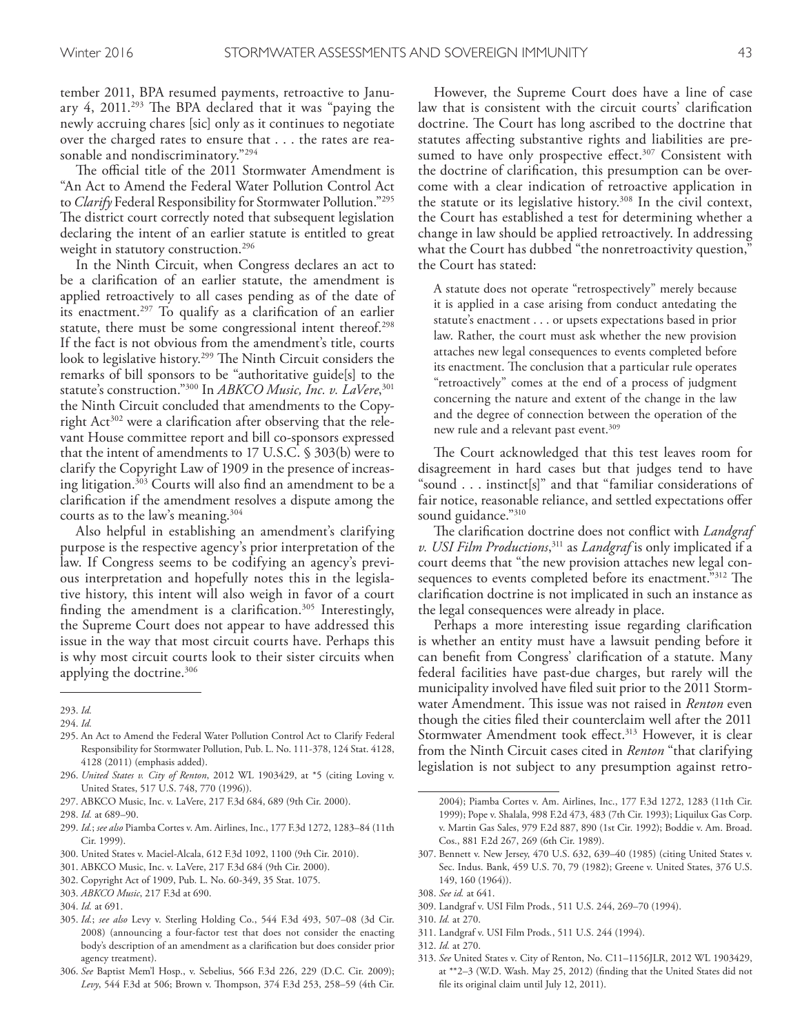tember 2011, BPA resumed payments, retroactive to January 4, 2011.[293] The BPA declared that it was "paying the newly accruing chares [sic] only as it continues to negotiate over the charged rates to ensure that . . . the rates are reasonable and nondiscriminatory."[294]

The official title of the 2011 Stormwater Amendment is "An Act to Amend the Federal Water Pollution Control Act to *Clarify* Federal Responsibility for Stormwater Pollution."[295] The district court correctly noted that subsequent legislation declaring the intent of an earlier statute is entitled to great weight in statutory construction.[296]

In the Ninth Circuit, when Congress declares an act to be a clarification of an earlier statute, the amendment is applied retroactively to all cases pending as of the date of its enactment.[297] To qualify as a clarification of an earlier statute, there must be some congressional intent thereof.[298] If the fact is not obvious from the amendment's title, courts look to legislative history.[299] The Ninth Circuit considers the remarks of bill sponsors to be "authoritative guide[s] to the statute's construction."[300] In *ABKCO Music, Inc. v. LaVere*,[301] the Ninth Circuit concluded that amendments to the Copyright Act[302] were a clarification after observing that the relevant House committee report and bill co-sponsors expressed that the intent of amendments to 17 U.S.C. § 303(b) were to clarify the Copyright Law of 1909 in the presence of increasing litigation.[303] Courts will also find an amendment to be a clarification if the amendment resolves a dispute among the courts as to the law's meaning.[304]

Also helpful in establishing an amendment's clarifying purpose is the respective agency's prior interpretation of the law. If Congress seems to be codifying an agency's previous interpretation and hopefully notes this in the legislative history, this intent will also weigh in favor of a court finding the amendment is a clarification.[305] Interestingly, the Supreme Court does not appear to have addressed this issue in the way that most circuit courts have. Perhaps this is why most circuit courts look to their sister circuits when applying the doctrine.[306]

However, the Supreme Court does have a line of case law that is consistent with the circuit courts' clarification doctrine. The Court has long ascribed to the doctrine that statutes affecting substantive rights and liabilities are presumed to have only prospective effect.[307] Consistent with the doctrine of clarification, this presumption can be overcome with a clear indication of retroactive application in the statute or its legislative history.[308] In the civil context, the Court has established a test for determining whether a change in law should be applied retroactively. In addressing what the Court has dubbed "the nonretroactivity question," the Court has stated:

> A statute does not operate "retrospectively" merely because it is applied in a case arising from conduct antedating the statute's enactment . . . or upsets expectations based in prior law. Rather, the court must ask whether the new provision attaches new legal consequences to events completed before its enactment. The conclusion that a particular rule operates "retroactively" comes at the end of a process of judgment concerning the nature and extent of the change in the law and the degree of connection between the operation of the new rule and a relevant past event.[309]

The Court acknowledged that this test leaves room for disagreement in hard cases but that judges tend to have "sound . . . instinct[s]" and that "familiar considerations of fair notice, reasonable reliance, and settled expectations offer sound guidance."[310]

The clarification doctrine does not conflict with *Landgraf v. USI Film Productions*,[311] as *Landgraf* is only implicated if a court deems that "the new provision attaches new legal consequences to events completed before its enactment."[312] The clarification doctrine is not implicated in such an instance as the legal consequences were already in place.

Perhaps a more interesting issue regarding clarification is whether an entity must have a lawsuit pending before it can benefit from Congress' clarification of a statute. Many federal facilities have past-due charges, but rarely will the municipality involved have filed suit prior to the 2011 Stormwater Amendment. This issue was not raised in *Renton* even though the cities filed their counterclaim well after the 2011 Stormwater Amendment took effect.[313] However, it is clear from the Ninth Circuit cases cited in *Renton* "that clarifying legislation is not subject to any presumption against retro-

---

293. *Id.*

294. *Id.*

295. An Act to Amend the Federal Water Pollution Control Act to Clarify Federal Responsibility for Stormwater Pollution, Pub. L. No. 111-378, 124 Stat. 4128, 4128 (2011) (emphasis added).

296. *United States v. City of Renton*, 2012 WL 1903429, at *5 (citing Loving v. United States, 517 U.S. 748, 770 (1996)).

297. ABKCO Music, Inc. v. LaVere, 217 F.3d 684, 689 (9th Cir. 2000).

298. *Id.* at 689–90.

299. *Id.*; *see also* Piamba Cortes v. Am. Airlines, Inc., 177 F.3d 1272, 1283–84 (11th Cir. 1999).

300. United States v. Maciel-Alcala, 612 F.3d 1092, 1100 (9th Cir. 2010).

301. ABKCO Music, Inc. v. LaVere, 217 F.3d 684 (9th Cir. 2000).

302. Copyright Act of 1909, Pub. L. No. 60-349, 35 Stat. 1075.

303. *ABKCO Music*, 217 F.3d at 690.

304. *Id.* at 691.

305. *Id.*; *see also* Levy v. Sterling Holding Co., 544 F.3d 493, 507–08 (3d Cir. 2008) (announcing a four-factor test that does not consider the enacting body's description of an amendment as a clarification but does consider prior agency treatment).

306. *See* Baptist Mem'l Hosp., v. Sebelius, 566 F.3d 226, 229 (D.C. Cir. 2009); *Levy*, 544 F.3d at 506; Brown v. Thompson, 374 F.3d 253, 258–59 (4th Cir. 2004); Piamba Cortes v. Am. Airlines, Inc., 177 F.3d 1272, 1283 (11th Cir. 1999); Pope v. Shalala, 998 F.2d 473, 483 (7th Cir. 1993); Liquilux Gas Corp. v. Martin Gas Sales, 979 F.2d 887, 890 (1st Cir. 1992); Boddie v. Am. Broad. Cos., 881 F.2d 267, 269 (6th Cir. 1989).

307. Bennett v. New Jersey, 470 U.S. 632, 639–40 (1985) (citing United States v. Sec. Indus. Bank, 459 U.S. 70, 79 (1982); Greene v. United States, 376 U.S. 149, 160 (1964)).

308. *See id.* at 641.

309. Landgraf v. USI Film Prods., 511 U.S. 244, 269–70 (1994).

310. *Id.* at 270.

311. Landgraf v. USI Film Prods., 511 U.S. 244 (1994).

312. *Id.* at 270.

313. *See* United States v. City of Renton, No. C11–1156JLR, 2012 WL 1903429, at **2–3 (W.D. Wash. May 25, 2012) (finding that the United States did not file its original claim until July 12, 2011).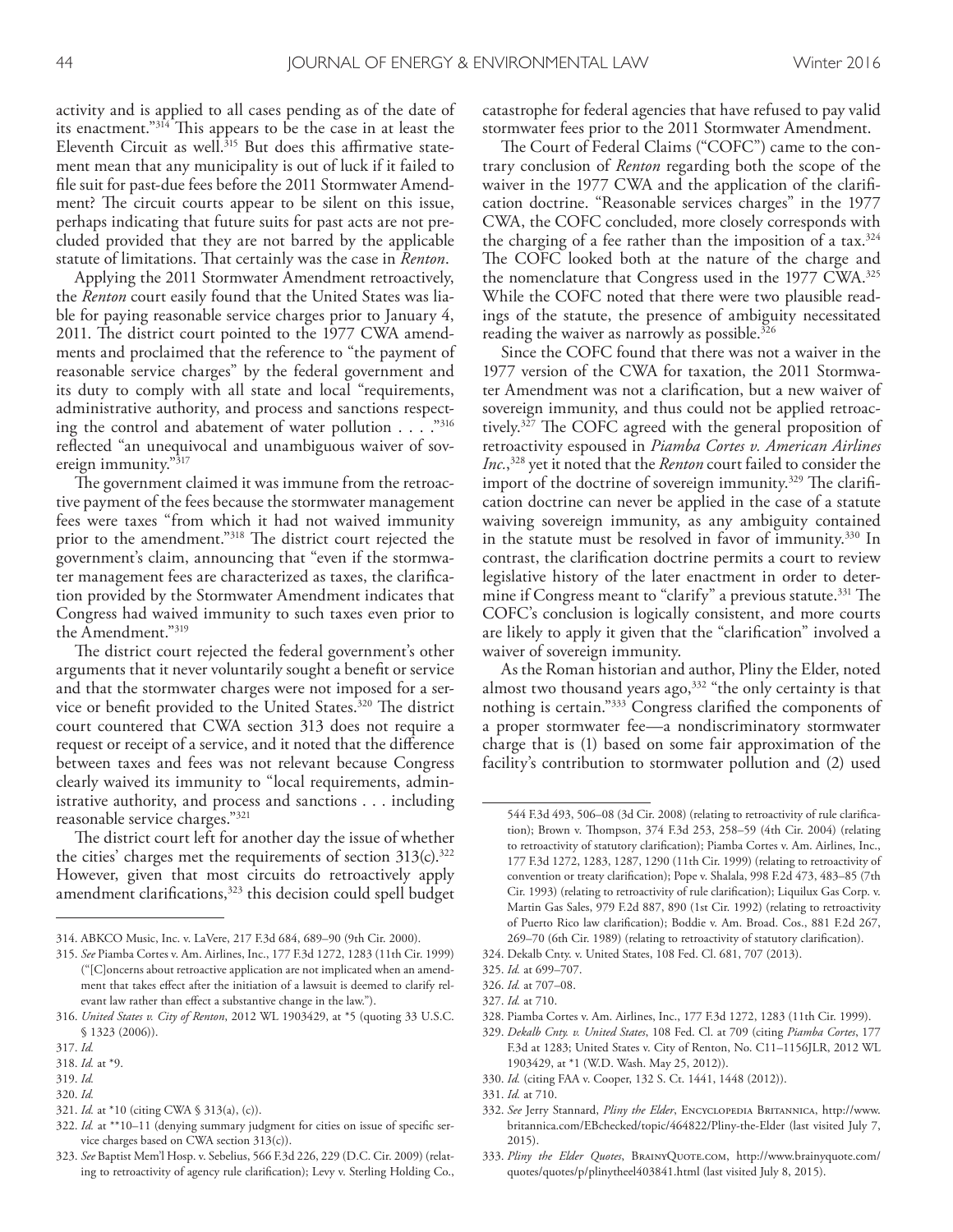activity and is applied to all cases pending as of the date of its enactment."[314] This appears to be the case in at least the Eleventh Circuit as well.[315] But does this affirmative statement mean that any municipality is out of luck if it failed to file suit for past-due fees before the 2011 Stormwater Amendment? The circuit courts appear to be silent on this issue, perhaps indicating that future suits for past acts are not precluded provided that they are not barred by the applicable statute of limitations. That certainly was the case in *Renton*.

Applying the 2011 Stormwater Amendment retroactively, the *Renton* court easily found that the United States was liable for paying reasonable service charges prior to January 4, 2011. The district court pointed to the 1977 CWA amendments and proclaimed that the reference to "the payment of reasonable service charges" by the federal government and its duty to comply with all state and local "requirements, administrative authority, and process and sanctions respecting the control and abatement of water pollution . . . ."[316] reflected "an unequivocal and unambiguous waiver of sovereign immunity."[317]

The government claimed it was immune from the retroactive payment of the fees because the stormwater management fees were taxes "from which it had not waived immunity prior to the amendment."[318] The district court rejected the government's claim, announcing that "even if the stormwater management fees are characterized as taxes, the clarification provided by the Stormwater Amendment indicates that Congress had waived immunity to such taxes even prior to the Amendment."[319]

The district court rejected the federal government's other arguments that it never voluntarily sought a benefit or service and that the stormwater charges were not imposed for a service or benefit provided to the United States.[320] The district court countered that CWA section 313 does not require a request or receipt of a service, and it noted that the difference between taxes and fees was not relevant because Congress clearly waived its immunity to "local requirements, administrative authority, and process and sanctions . . . including reasonable service charges."[321]

The district court left for another day the issue of whether the cities' charges met the requirements of section 313(c).[322] However, given that most circuits do retroactively apply amendment clarifications,[323] this decision could spell budget catastrophe for federal agencies that have refused to pay valid stormwater fees prior to the 2011 Stormwater Amendment.

The Court of Federal Claims ("COFC") came to the contrary conclusion of *Renton* regarding both the scope of the waiver in the 1977 CWA and the application of the clarification doctrine. "Reasonable services charges" in the 1977 CWA, the COFC concluded, more closely corresponds with the charging of a fee rather than the imposition of a tax.[324] The COFC looked both at the nature of the charge and the nomenclature that Congress used in the 1977 CWA.[325] While the COFC noted that there were two plausible readings of the statute, the presence of ambiguity necessitated reading the waiver as narrowly as possible.[326]

Since the COFC found that there was not a waiver in the 1977 version of the CWA for taxation, the 2011 Stormwater Amendment was not a clarification, but a new waiver of sovereign immunity, and thus could not be applied retroactively.[327] The COFC agreed with the general proposition of retroactivity espoused in *Piamba Cortes v. American Airlines Inc.*,[328] yet it noted that the *Renton* court failed to consider the import of the doctrine of sovereign immunity.[329] The clarification doctrine can never be applied in the case of a statute waiving sovereign immunity, as any ambiguity contained in the statute must be resolved in favor of immunity.[330] In contrast, the clarification doctrine permits a court to review legislative history of the later enactment in order to determine if Congress meant to "clarify" a previous statute.[331] The COFC's conclusion is logically consistent, and more courts are likely to apply it given that the "clarification" involved a waiver of sovereign immunity.

As the Roman historian and author, Pliny the Elder, noted almost two thousand years ago,[332] "the only certainty is that nothing is certain."[333] Congress clarified the components of a proper stormwater fee—a nondiscriminatory stormwater charge that is (1) based on some fair approximation of the facility's contribution to stormwater pollution and (2) used

---

314. ABKCO Music, Inc. v. LaVere, 217 F.3d 684, 689–90 (9th Cir. 2000).

315. *See* Piamba Cortes v. Am. Airlines, Inc., 177 F.3d 1272, 1283 (11th Cir. 1999) ("[C]oncerns about retroactive application are not implicated when an amendment that takes effect after the initiation of a lawsuit is deemed to clarify relevant law rather than effect a substantive change in the law.").

316. *United States v. City of Renton*, 2012 WL 1903429, at *5 (quoting 33 U.S.C. § 1323 (2006)).

317. *Id.*

318. *Id.* at *9.

319. *Id.*

320. *Id.*

321. *Id.* at *10 (citing CWA § 313(a), (c)).

322. *Id.* at **10–11 (denying summary judgment for cities on issue of specific service charges based on CWA section 313(c)).

323. *See* Baptist Mem'l Hosp. v. Sebelius, 566 F.3d 226, 229 (D.C. Cir. 2009) (relating to retroactivity of agency rule clarification); Levy v. Sterling Holding Co., 544 F.3d 493, 506–08 (3d Cir. 2008) (relating to retroactivity of rule clarification); Brown v. Thompson, 374 F.3d 253, 258–59 (4th Cir. 2004) (relating to retroactivity of statutory clarification); Piamba Cortes v. Am. Airlines, Inc., 177 F.3d 1272, 1283, 1287, 1290 (11th Cir. 1999) (relating to retroactivity of convention or treaty clarification); Pope v. Shalala, 998 F.2d 473, 483–85 (7th Cir. 1993) (relating to retroactivity of rule clarification); Liquilux Gas Corp. v. Martin Gas Sales, 979 F.2d 887, 890 (1st Cir. 1992) (relating to retroactivity of Puerto Rico law clarification); Boddie v. Am. Broad. Cos., 881 F.2d 267, 269–70 (6th Cir. 1989) (relating to retroactivity of statutory clarification).

324. Dekalb Cnty. v. United States, 108 Fed. Cl. 681, 707 (2013).

325. *Id.* at 699–707.

326. *Id.* at 707–08.

327. *Id.* at 710.

328. Piamba Cortes v. Am. Airlines, Inc., 177 F.3d 1272, 1283 (11th Cir. 1999).

329. *Dekalb Cnty. v. United States*, 108 Fed. Cl. at 709 (citing *Piamba Cortes*, 177 F.3d at 1283; United States v. City of Renton, No. C11–1156JLR, 2012 WL 1903429, at *1 (W.D. Wash. May 25, 2012)).

330. *Id.* (citing FAA v. Cooper, 132 S. Ct. 1441, 1448 (2012)).

331. *Id.* at 710.

332. *See* Jerry Stannard, *Pliny the Elder*, Encyclopedia Britannica, http://www.britannica.com/EBchecked/topic/464822/Pliny-the-Elder (last visited July 7, 2015).

333. *Pliny the Elder Quotes*, BrainyQuote.com, http://www.brainyquote.com/quotes/quotes/p/plinytheel403841.html (last visited July 8, 2015).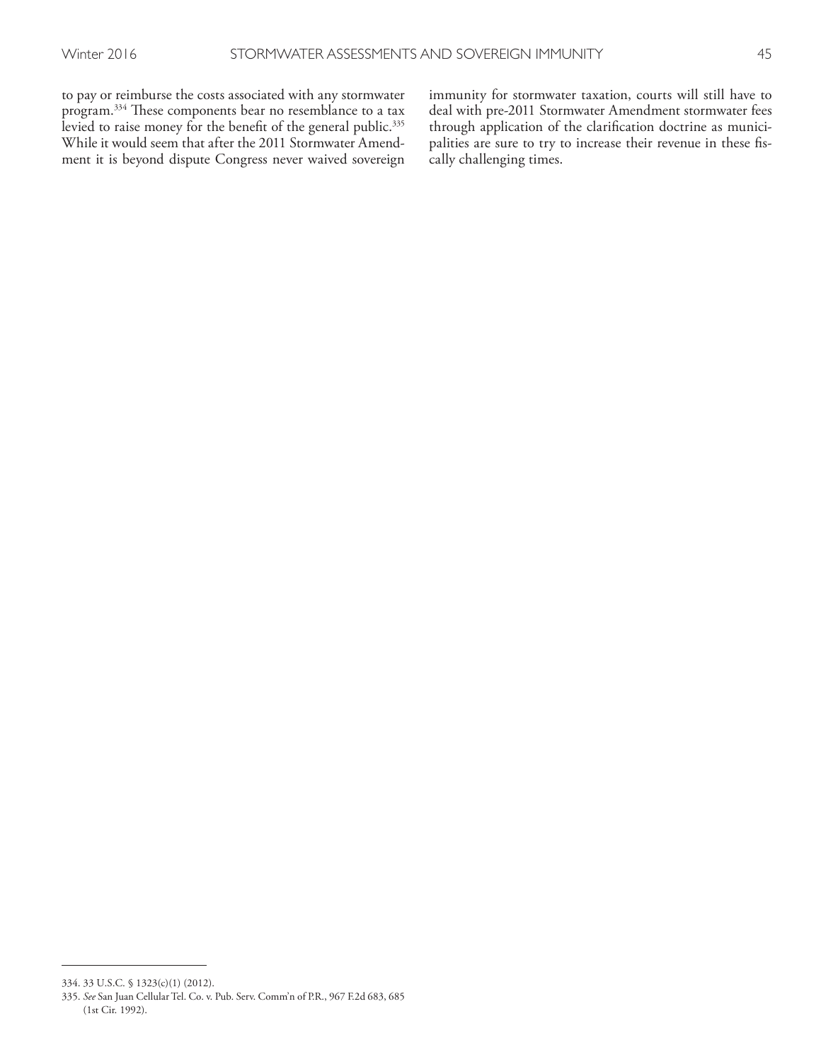to pay or reimburse the costs associated with any stormwater program.[334] These components bear no resemblance to a tax levied to raise money for the benefit of the general public.[335] While it would seem that after the 2011 Stormwater Amendment it is beyond dispute Congress never waived sovereign immunity for stormwater taxation, courts will still have to deal with pre-2011 Stormwater Amendment stormwater fees through application of the clarification doctrine as municipalities are sure to try to increase their revenue in these fiscally challenging times.

---

334. 33 U.S.C. § 1323(c)(1) (2012).

335. *See* San Juan Cellular Tel. Co. v. Pub. Serv. Comm'n of P.R., 967 F.2d 683, 685 (1st Cir. 1992).